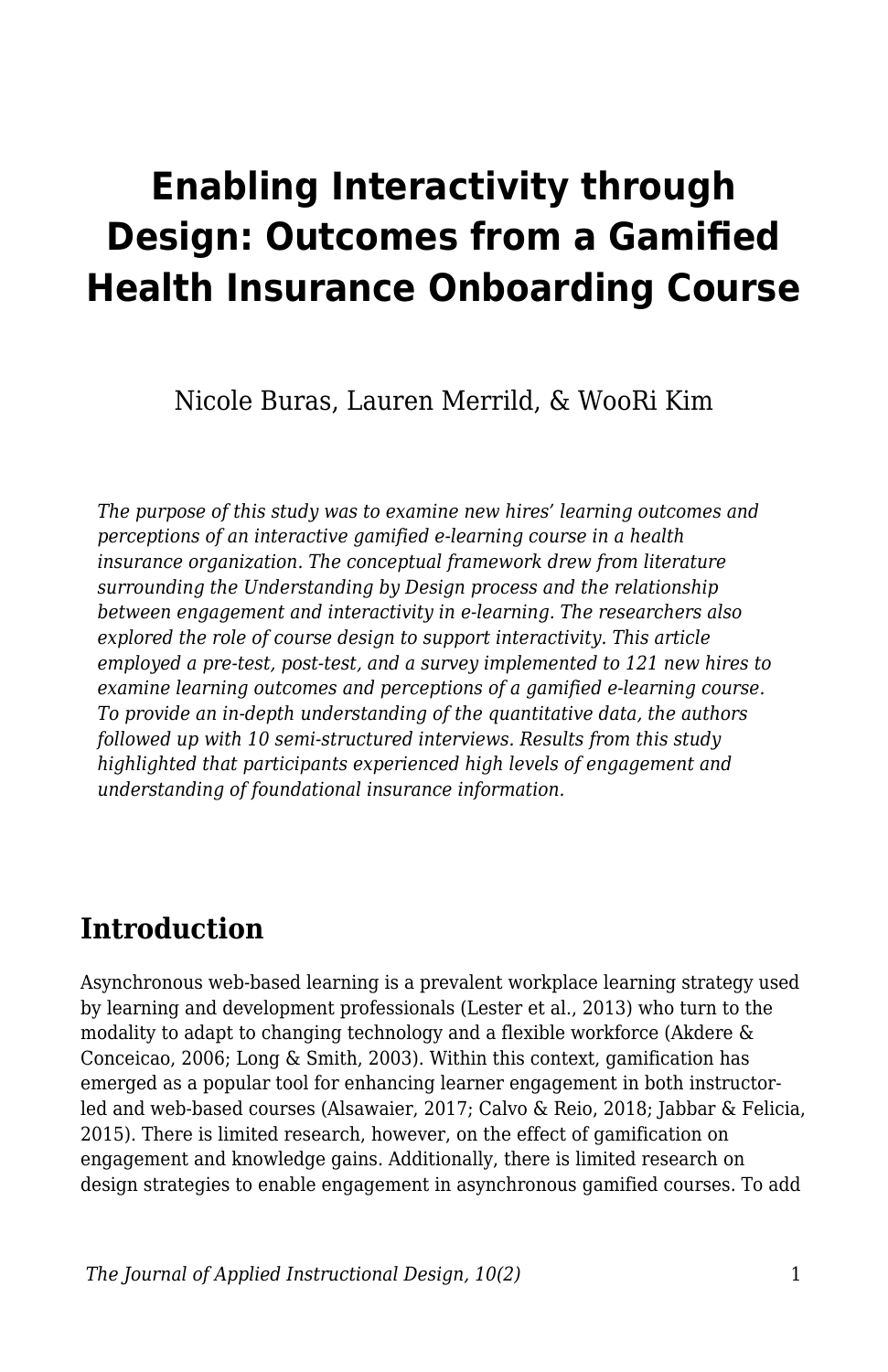# Enabling Interactivity through Design: Outcomes from a Gamified Health Insurance Onboarding Course

Nicole Buras, Lauren Merrild, & WooRi Kim

*The purpose of this study was to examine new hires' learning outcomes and perceptions of an interactive gamified e-learning course in a health insurance organization. The conceptual framework drew from literature surrounding the Understanding by Design process and the relationship between engagement and interactivity in e-learning. The researchers also explored the role of course design to support interactivity. This article employed a pre-test, post-test, and a survey implemented to 121 new hires to examine learning outcomes and perceptions of a gamified e-learning course. To provide an in-depth understanding of the quantitative data, the authors followed up with 10 semi-structured interviews. Results from this study highlighted that participants experienced high levels of engagement and understanding of foundational insurance information.*

## Introduction

Asynchronous web-based learning is a prevalent workplace learning strategy used by learning and development professionals (Lester et al., 2013) who turn to the modality to adapt to changing technology and a flexible workforce (Akdere & Conceicao, 2006; Long & Smith, 2003). Within this context, gamification has emerged as a popular tool for enhancing learner engagement in both instructor-led and web-based courses (Alsawaier, 2017; Calvo & Reio, 2018; Jabbar & Felicia, 2015). There is limited research, however, on the effect of gamification on engagement and knowledge gains. Additionally, there is limited research on design strategies to enable engagement in asynchronous gamified courses. To add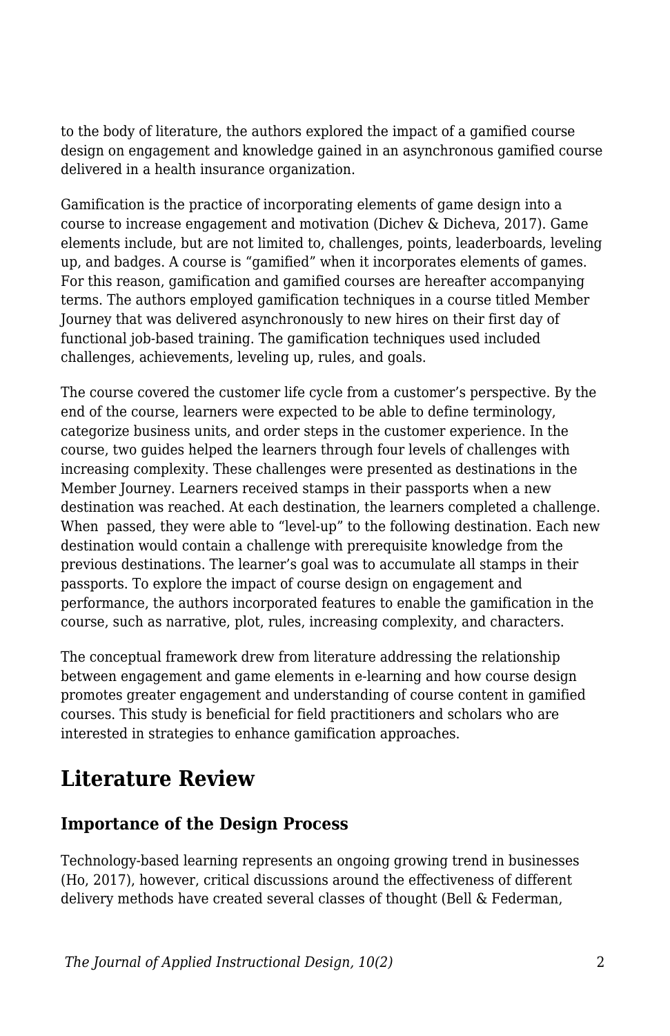to the body of literature, the authors explored the impact of a gamified course design on engagement and knowledge gained in an asynchronous gamified course delivered in a health insurance organization.

Gamification is the practice of incorporating elements of game design into a course to increase engagement and motivation (Dichev & Dicheva, 2017). Game elements include, but are not limited to, challenges, points, leaderboards, leveling up, and badges. A course is "gamified" when it incorporates elements of games. For this reason, gamification and gamified courses are hereafter accompanying terms. The authors employed gamification techniques in a course titled Member Journey that was delivered asynchronously to new hires on their first day of functional job-based training. The gamification techniques used included challenges, achievements, leveling up, rules, and goals.

The course covered the customer life cycle from a customer's perspective. By the end of the course, learners were expected to be able to define terminology, categorize business units, and order steps in the customer experience. In the course, two guides helped the learners through four levels of challenges with increasing complexity. These challenges were presented as destinations in the Member Journey. Learners received stamps in their passports when a new destination was reached. At each destination, the learners completed a challenge. When passed, they were able to "level-up" to the following destination. Each new destination would contain a challenge with prerequisite knowledge from the previous destinations. The learner's goal was to accumulate all stamps in their passports. To explore the impact of course design on engagement and performance, the authors incorporated features to enable the gamification in the course, such as narrative, plot, rules, increasing complexity, and characters.

The conceptual framework drew from literature addressing the relationship between engagement and game elements in e-learning and how course design promotes greater engagement and understanding of course content in gamified courses. This study is beneficial for field practitioners and scholars who are interested in strategies to enhance gamification approaches.

## Literature Review

### Importance of the Design Process

Technology-based learning represents an ongoing growing trend in businesses (Ho, 2017), however, critical discussions around the effectiveness of different delivery methods have created several classes of thought (Bell & Federman,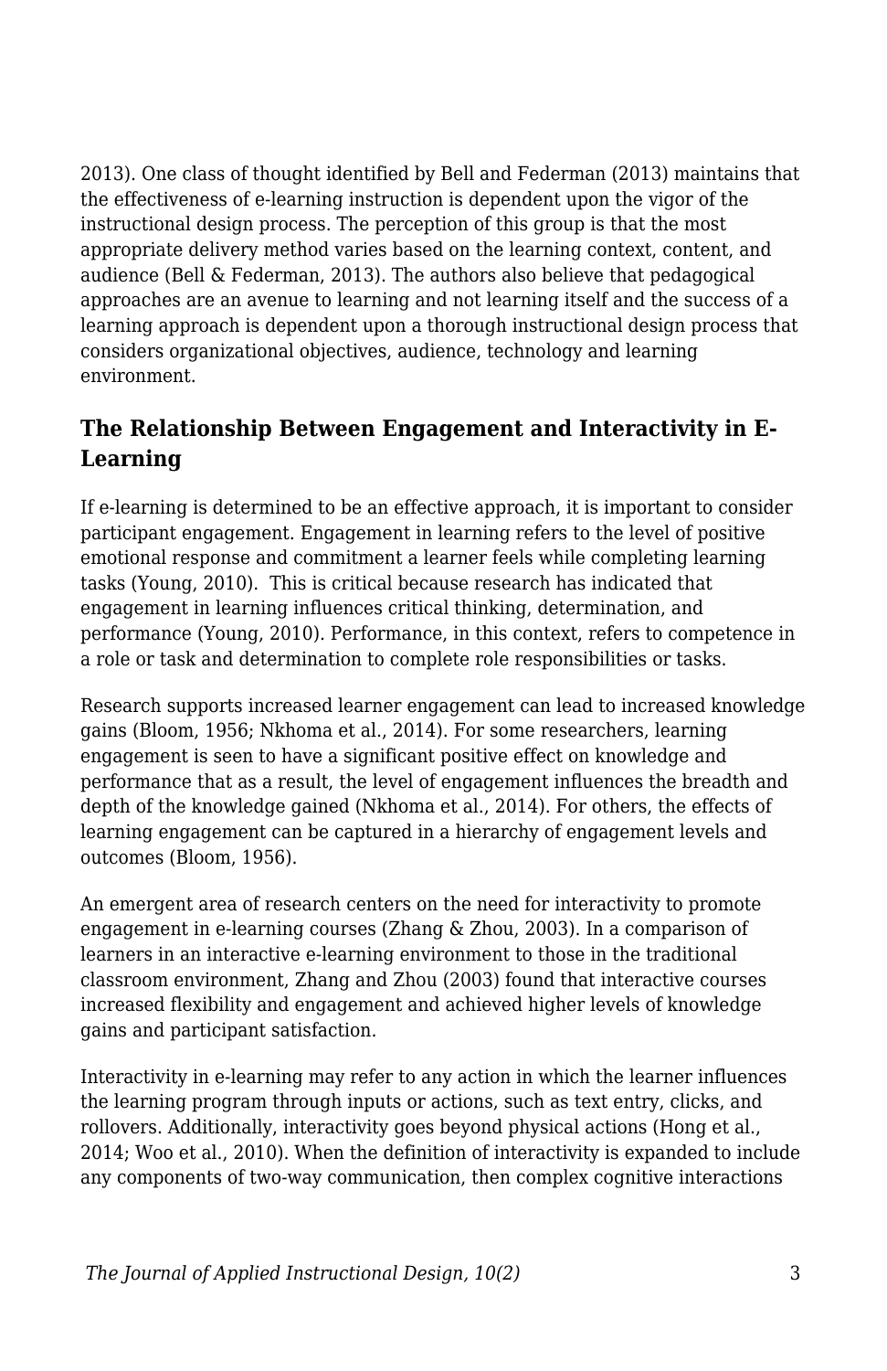2013). One class of thought identified by Bell and Federman (2013) maintains that the effectiveness of e-learning instruction is dependent upon the vigor of the instructional design process. The perception of this group is that the most appropriate delivery method varies based on the learning context, content, and audience (Bell & Federman, 2013). The authors also believe that pedagogical approaches are an avenue to learning and not learning itself and the success of a learning approach is dependent upon a thorough instructional design process that considers organizational objectives, audience, technology and learning environment.

## The Relationship Between Engagement and Interactivity in E-Learning

If e-learning is determined to be an effective approach, it is important to consider participant engagement. Engagement in learning refers to the level of positive emotional response and commitment a learner feels while completing learning tasks (Young, 2010). This is critical because research has indicated that engagement in learning influences critical thinking, determination, and performance (Young, 2010). Performance, in this context, refers to competence in a role or task and determination to complete role responsibilities or tasks.

Research supports increased learner engagement can lead to increased knowledge gains (Bloom, 1956; Nkhoma et al., 2014). For some researchers, learning engagement is seen to have a significant positive effect on knowledge and performance that as a result, the level of engagement influences the breadth and depth of the knowledge gained (Nkhoma et al., 2014). For others, the effects of learning engagement can be captured in a hierarchy of engagement levels and outcomes (Bloom, 1956).

An emergent area of research centers on the need for interactivity to promote engagement in e-learning courses (Zhang & Zhou, 2003). In a comparison of learners in an interactive e-learning environment to those in the traditional classroom environment, Zhang and Zhou (2003) found that interactive courses increased flexibility and engagement and achieved higher levels of knowledge gains and participant satisfaction.

Interactivity in e-learning may refer to any action in which the learner influences the learning program through inputs or actions, such as text entry, clicks, and rollovers. Additionally, interactivity goes beyond physical actions (Hong et al., 2014; Woo et al., 2010). When the definition of interactivity is expanded to include any components of two-way communication, then complex cognitive interactions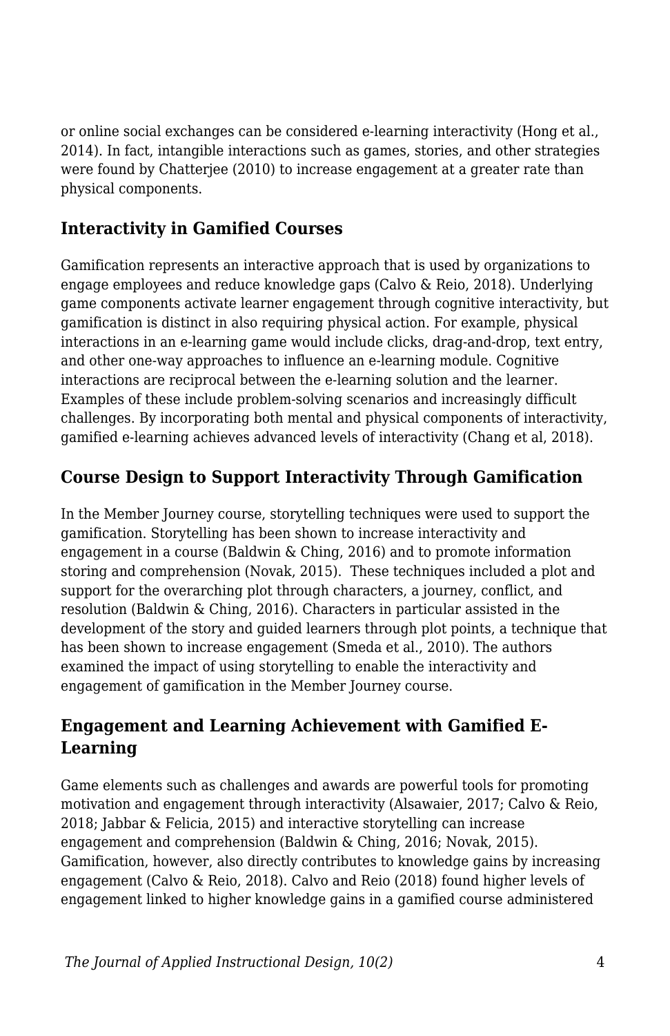or online social exchanges can be considered e-learning interactivity (Hong et al., 2014). In fact, intangible interactions such as games, stories, and other strategies were found by Chatterjee (2010) to increase engagement at a greater rate than physical components.

## Interactivity in Gamified Courses

Gamification represents an interactive approach that is used by organizations to engage employees and reduce knowledge gaps (Calvo & Reio, 2018). Underlying game components activate learner engagement through cognitive interactivity, but gamification is distinct in also requiring physical action. For example, physical interactions in an e-learning game would include clicks, drag-and-drop, text entry, and other one-way approaches to influence an e-learning module. Cognitive interactions are reciprocal between the e-learning solution and the learner. Examples of these include problem-solving scenarios and increasingly difficult challenges. By incorporating both mental and physical components of interactivity, gamified e-learning achieves advanced levels of interactivity (Chang et al, 2018).

## Course Design to Support Interactivity Through Gamification

In the Member Journey course, storytelling techniques were used to support the gamification. Storytelling has been shown to increase interactivity and engagement in a course (Baldwin & Ching, 2016) and to promote information storing and comprehension (Novak, 2015). These techniques included a plot and support for the overarching plot through characters, a journey, conflict, and resolution (Baldwin & Ching, 2016). Characters in particular assisted in the development of the story and guided learners through plot points, a technique that has been shown to increase engagement (Smeda et al., 2010). The authors examined the impact of using storytelling to enable the interactivity and engagement of gamification in the Member Journey course.

## Engagement and Learning Achievement with Gamified E-Learning

Game elements such as challenges and awards are powerful tools for promoting motivation and engagement through interactivity (Alsawaier, 2017; Calvo & Reio, 2018; Jabbar & Felicia, 2015) and interactive storytelling can increase engagement and comprehension (Baldwin & Ching, 2016; Novak, 2015). Gamification, however, also directly contributes to knowledge gains by increasing engagement (Calvo & Reio, 2018). Calvo and Reio (2018) found higher levels of engagement linked to higher knowledge gains in a gamified course administered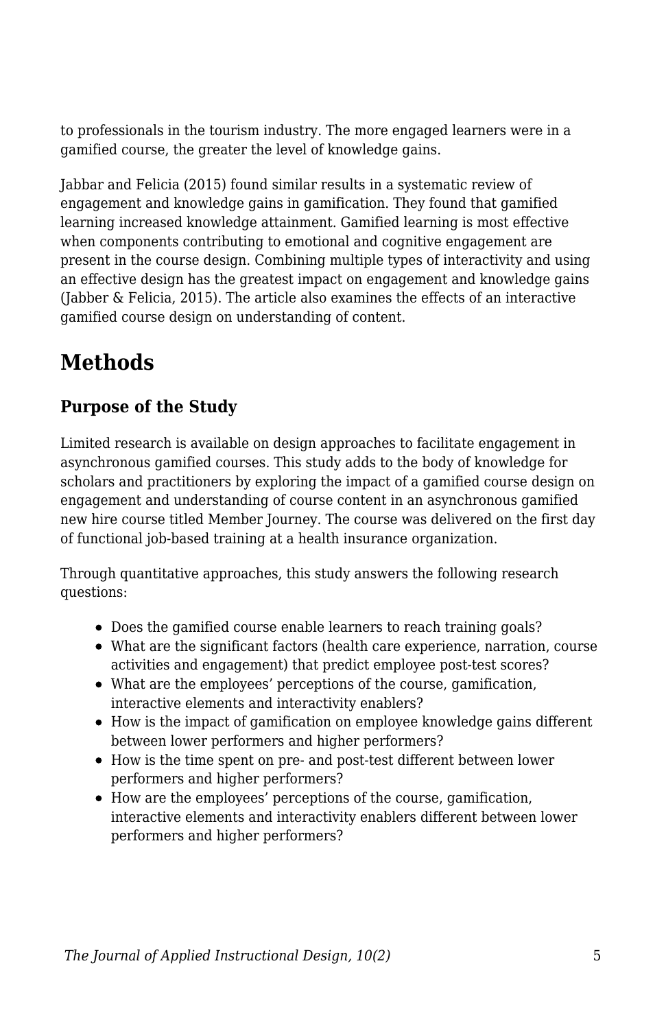to professionals in the tourism industry. The more engaged learners were in a gamified course, the greater the level of knowledge gains.

Jabbar and Felicia (2015) found similar results in a systematic review of engagement and knowledge gains in gamification. They found that gamified learning increased knowledge attainment. Gamified learning is most effective when components contributing to emotional and cognitive engagement are present in the course design. Combining multiple types of interactivity and using an effective design has the greatest impact on engagement and knowledge gains (Jabber & Felicia, 2015). The article also examines the effects of an interactive gamified course design on understanding of content.

## Methods

### Purpose of the Study

Limited research is available on design approaches to facilitate engagement in asynchronous gamified courses. This study adds to the body of knowledge for scholars and practitioners by exploring the impact of a gamified course design on engagement and understanding of course content in an asynchronous gamified new hire course titled Member Journey. The course was delivered on the first day of functional job-based training at a health insurance organization.

Through quantitative approaches, this study answers the following research questions:

- Does the gamified course enable learners to reach training goals?
- What are the significant factors (health care experience, narration, course activities and engagement) that predict employee post-test scores?
- What are the employees' perceptions of the course, gamification, interactive elements and interactivity enablers?
- How is the impact of gamification on employee knowledge gains different between lower performers and higher performers?
- How is the time spent on pre- and post-test different between lower performers and higher performers?
- How are the employees' perceptions of the course, gamification, interactive elements and interactivity enablers different between lower performers and higher performers?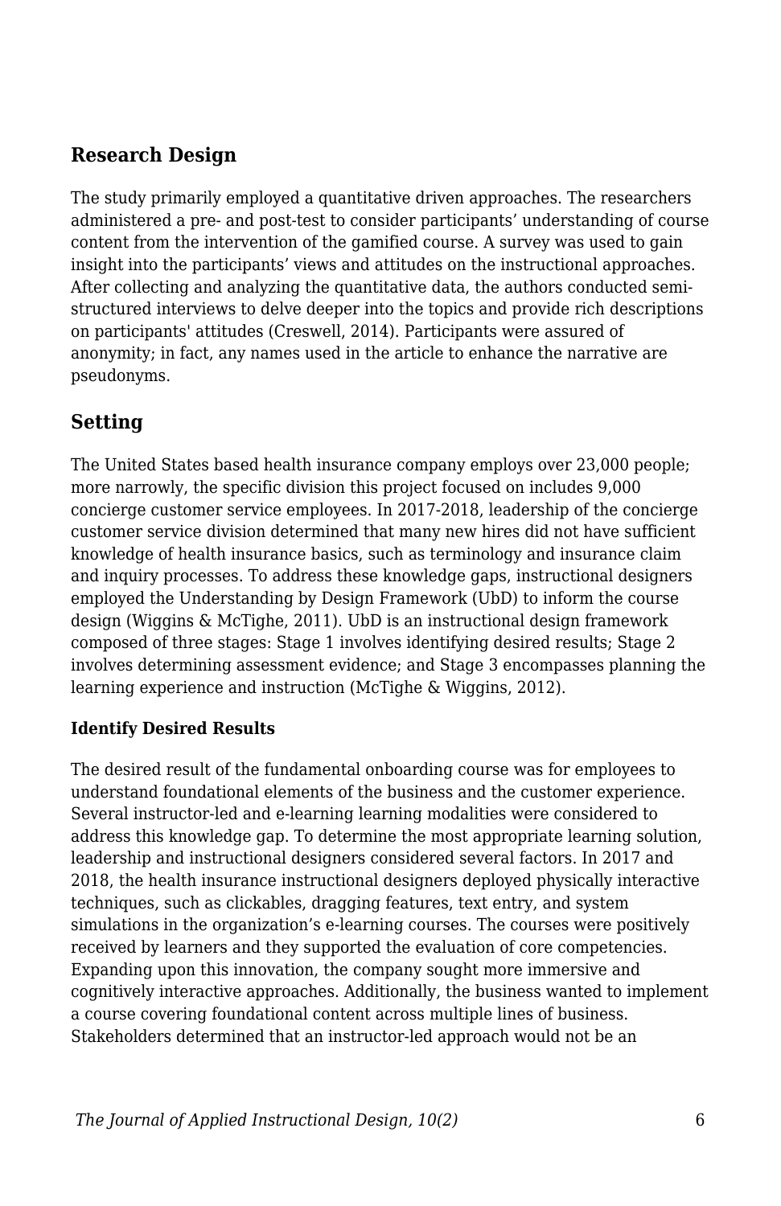## Research Design

The study primarily employed a quantitative driven approaches. The researchers administered a pre- and post-test to consider participants' understanding of course content from the intervention of the gamified course. A survey was used to gain insight into the participants' views and attitudes on the instructional approaches. After collecting and analyzing the quantitative data, the authors conducted semi-structured interviews to delve deeper into the topics and provide rich descriptions on participants' attitudes (Creswell, 2014). Participants were assured of anonymity; in fact, any names used in the article to enhance the narrative are pseudonyms.

## Setting

The United States based health insurance company employs over 23,000 people; more narrowly, the specific division this project focused on includes 9,000 concierge customer service employees. In 2017-2018, leadership of the concierge customer service division determined that many new hires did not have sufficient knowledge of health insurance basics, such as terminology and insurance claim and inquiry processes. To address these knowledge gaps, instructional designers employed the Understanding by Design Framework (UbD) to inform the course design (Wiggins & McTighe, 2011). UbD is an instructional design framework composed of three stages: Stage 1 involves identifying desired results; Stage 2 involves determining assessment evidence; and Stage 3 encompasses planning the learning experience and instruction (McTighe & Wiggins, 2012).

### Identify Desired Results

The desired result of the fundamental onboarding course was for employees to understand foundational elements of the business and the customer experience. Several instructor-led and e-learning learning modalities were considered to address this knowledge gap. To determine the most appropriate learning solution, leadership and instructional designers considered several factors. In 2017 and 2018, the health insurance instructional designers deployed physically interactive techniques, such as clickables, dragging features, text entry, and system simulations in the organization's e-learning courses. The courses were positively received by learners and they supported the evaluation of core competencies. Expanding upon this innovation, the company sought more immersive and cognitively interactive approaches. Additionally, the business wanted to implement a course covering foundational content across multiple lines of business. Stakeholders determined that an instructor-led approach would not be an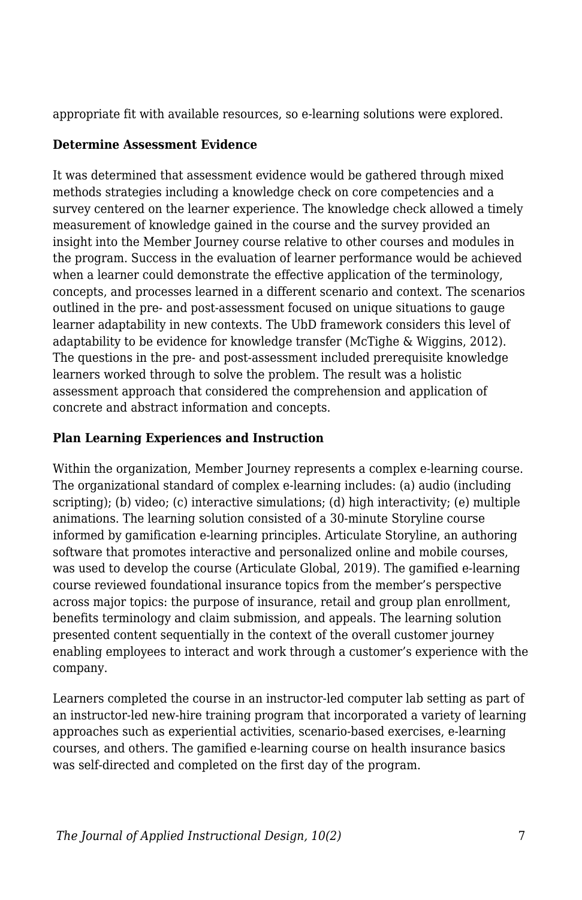appropriate fit with available resources, so e-learning solutions were explored.

### Determine Assessment Evidence

It was determined that assessment evidence would be gathered through mixed methods strategies including a knowledge check on core competencies and a survey centered on the learner experience. The knowledge check allowed a timely measurement of knowledge gained in the course and the survey provided an insight into the Member Journey course relative to other courses and modules in the program. Success in the evaluation of learner performance would be achieved when a learner could demonstrate the effective application of the terminology, concepts, and processes learned in a different scenario and context. The scenarios outlined in the pre- and post-assessment focused on unique situations to gauge learner adaptability in new contexts. The UbD framework considers this level of adaptability to be evidence for knowledge transfer (McTighe & Wiggins, 2012). The questions in the pre- and post-assessment included prerequisite knowledge learners worked through to solve the problem. The result was a holistic assessment approach that considered the comprehension and application of concrete and abstract information and concepts.

### Plan Learning Experiences and Instruction

Within the organization, Member Journey represents a complex e-learning course. The organizational standard of complex e-learning includes: (a) audio (including scripting); (b) video; (c) interactive simulations; (d) high interactivity; (e) multiple animations. The learning solution consisted of a 30-minute Storyline course informed by gamification e-learning principles. Articulate Storyline, an authoring software that promotes interactive and personalized online and mobile courses, was used to develop the course (Articulate Global, 2019). The gamified e-learning course reviewed foundational insurance topics from the member's perspective across major topics: the purpose of insurance, retail and group plan enrollment, benefits terminology and claim submission, and appeals. The learning solution presented content sequentially in the context of the overall customer journey enabling employees to interact and work through a customer's experience with the company.

Learners completed the course in an instructor-led computer lab setting as part of an instructor-led new-hire training program that incorporated a variety of learning approaches such as experiential activities, scenario-based exercises, e-learning courses, and others. The gamified e-learning course on health insurance basics was self-directed and completed on the first day of the program.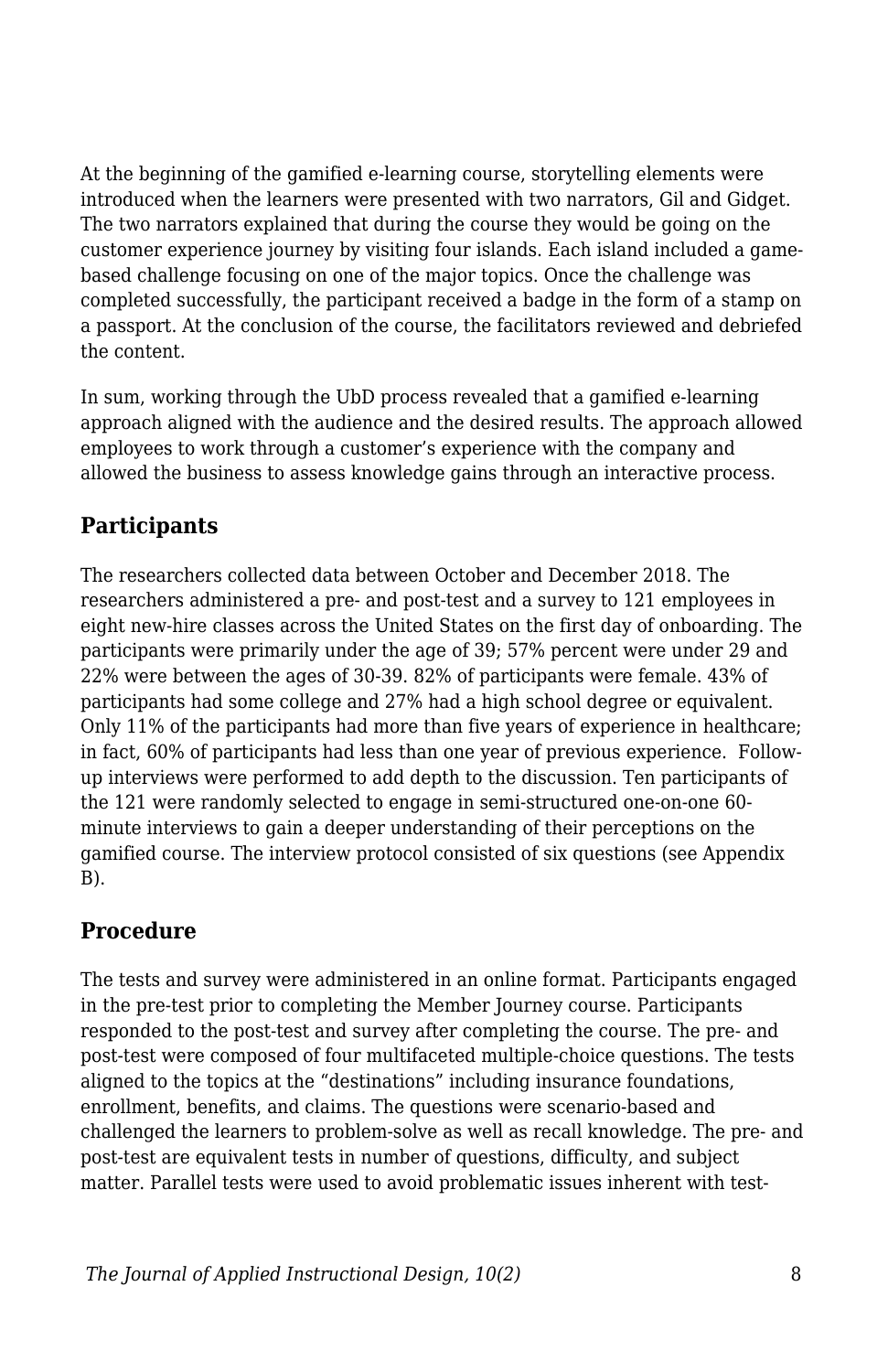At the beginning of the gamified e-learning course, storytelling elements were introduced when the learners were presented with two narrators, Gil and Gidget. The two narrators explained that during the course they would be going on the customer experience journey by visiting four islands. Each island included a game-based challenge focusing on one of the major topics. Once the challenge was completed successfully, the participant received a badge in the form of a stamp on a passport. At the conclusion of the course, the facilitators reviewed and debriefed the content.

In sum, working through the UbD process revealed that a gamified e-learning approach aligned with the audience and the desired results. The approach allowed employees to work through a customer's experience with the company and allowed the business to assess knowledge gains through an interactive process.

## Participants

The researchers collected data between October and December 2018. The researchers administered a pre- and post-test and a survey to 121 employees in eight new-hire classes across the United States on the first day of onboarding. The participants were primarily under the age of 39; 57% percent were under 29 and 22% were between the ages of 30-39. 82% of participants were female. 43% of participants had some college and 27% had a high school degree or equivalent. Only 11% of the participants had more than five years of experience in healthcare; in fact, 60% of participants had less than one year of previous experience. Follow-up interviews were performed to add depth to the discussion. Ten participants of the 121 were randomly selected to engage in semi-structured one-on-one 60-minute interviews to gain a deeper understanding of their perceptions on the gamified course. The interview protocol consisted of six questions (see Appendix B).

## Procedure

The tests and survey were administered in an online format. Participants engaged in the pre-test prior to completing the Member Journey course. Participants responded to the post-test and survey after completing the course. The pre- and post-test were composed of four multifaceted multiple-choice questions. The tests aligned to the topics at the "destinations" including insurance foundations, enrollment, benefits, and claims. The questions were scenario-based and challenged the learners to problem-solve as well as recall knowledge. The pre- and post-test are equivalent tests in number of questions, difficulty, and subject matter. Parallel tests were used to avoid problematic issues inherent with test-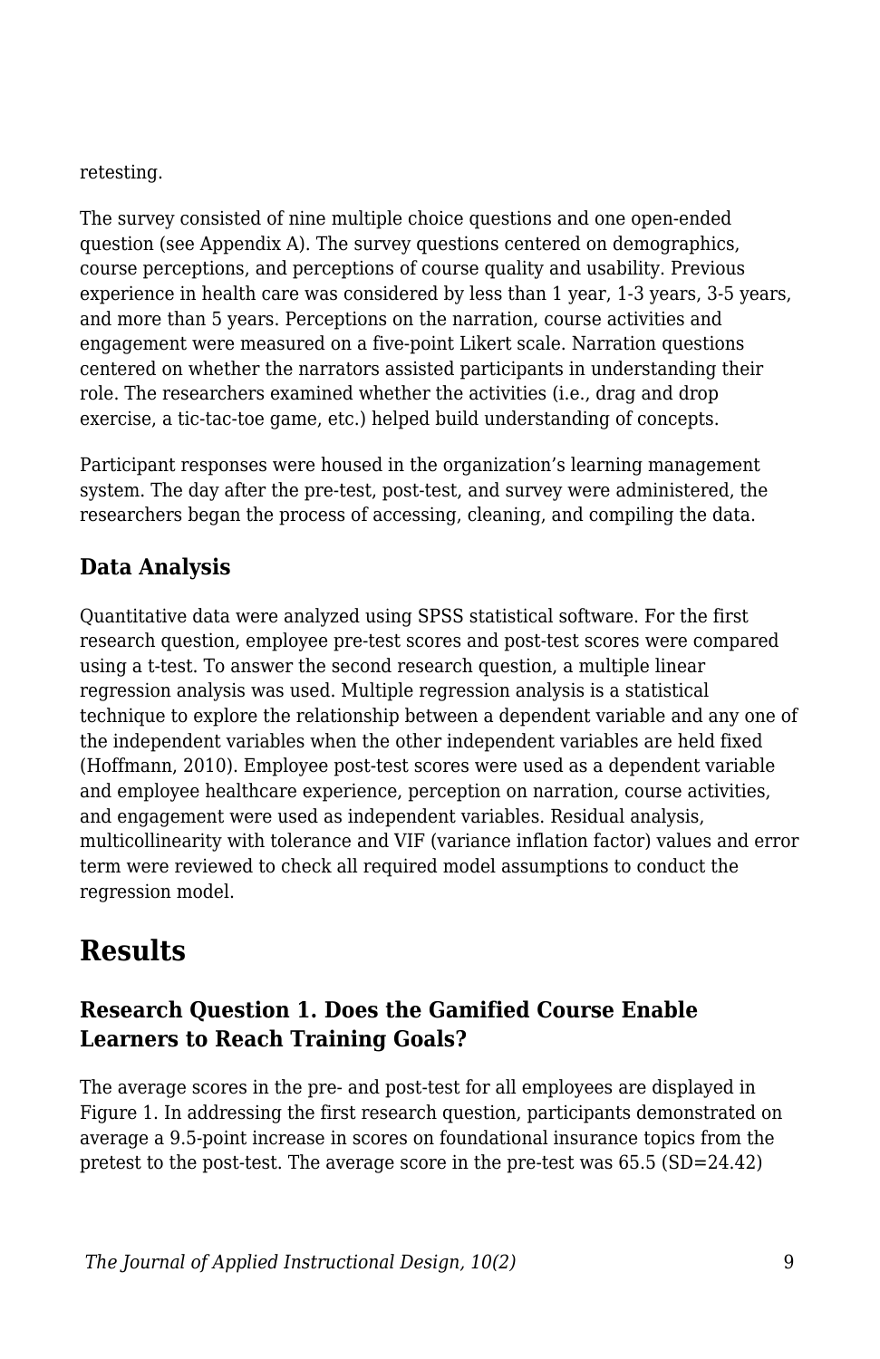retesting.

The survey consisted of nine multiple choice questions and one open-ended question (see Appendix A). The survey questions centered on demographics, course perceptions, and perceptions of course quality and usability. Previous experience in health care was considered by less than 1 year, 1-3 years, 3-5 years, and more than 5 years. Perceptions on the narration, course activities and engagement were measured on a five-point Likert scale. Narration questions centered on whether the narrators assisted participants in understanding their role. The researchers examined whether the activities (i.e., drag and drop exercise, a tic-tac-toe game, etc.) helped build understanding of concepts.

Participant responses were housed in the organization's learning management system. The day after the pre-test, post-test, and survey were administered, the researchers began the process of accessing, cleaning, and compiling the data.

### Data Analysis

Quantitative data were analyzed using SPSS statistical software. For the first research question, employee pre-test scores and post-test scores were compared using a t-test. To answer the second research question, a multiple linear regression analysis was used. Multiple regression analysis is a statistical technique to explore the relationship between a dependent variable and any one of the independent variables when the other independent variables are held fixed (Hoffmann, 2010). Employee post-test scores were used as a dependent variable and employee healthcare experience, perception on narration, course activities, and engagement were used as independent variables. Residual analysis, multicollinearity with tolerance and VIF (variance inflation factor) values and error term were reviewed to check all required model assumptions to conduct the regression model.

## Results

### Research Question 1. Does the Gamified Course Enable Learners to Reach Training Goals?

The average scores in the pre- and post-test for all employees are displayed in Figure 1. In addressing the first research question, participants demonstrated on average a 9.5-point increase in scores on foundational insurance topics from the pretest to the post-test. The average score in the pre-test was 65.5 (SD=24.42)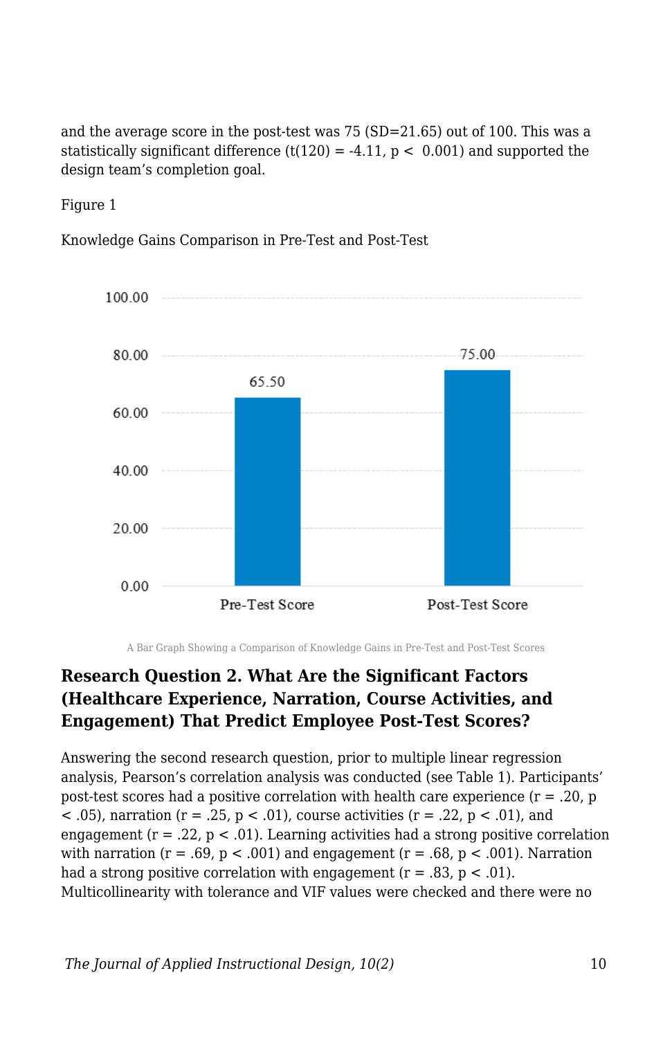and the average score in the post-test was 75 (SD=21.65) out of 100. This was a statistically significant difference ($t(120) = -4.11$, $p < 0.001$) and supported the design team's completion goal.

Figure 1

Knowledge Gains Comparison in Pre-Test and Post-Test

A Bar Graph Showing a Comparison of Knowledge Gains in Pre-Test and Post-Test Scores

## Research Question 2. What Are the Significant Factors (Healthcare Experience, Narration, Course Activities, and Engagement) That Predict Employee Post-Test Scores?

Answering the second research question, prior to multiple linear regression analysis, Pearson's correlation analysis was conducted (see Table 1). Participants' post-test scores had a positive correlation with health care experience ($r = .20$, $p < .05$), narration ($r = .25$, $p < .01$), course activities ($r = .22$, $p < .01$), and engagement ($r = .22$, $p < .01$). Learning activities had a strong positive correlation with narration ($r = .69$, $p < .001$) and engagement ($r = .68$, $p < .001$). Narration had a strong positive correlation with engagement ($r = .83$, $p < .01$). Multicollinearity with tolerance and VIF values were checked and there were no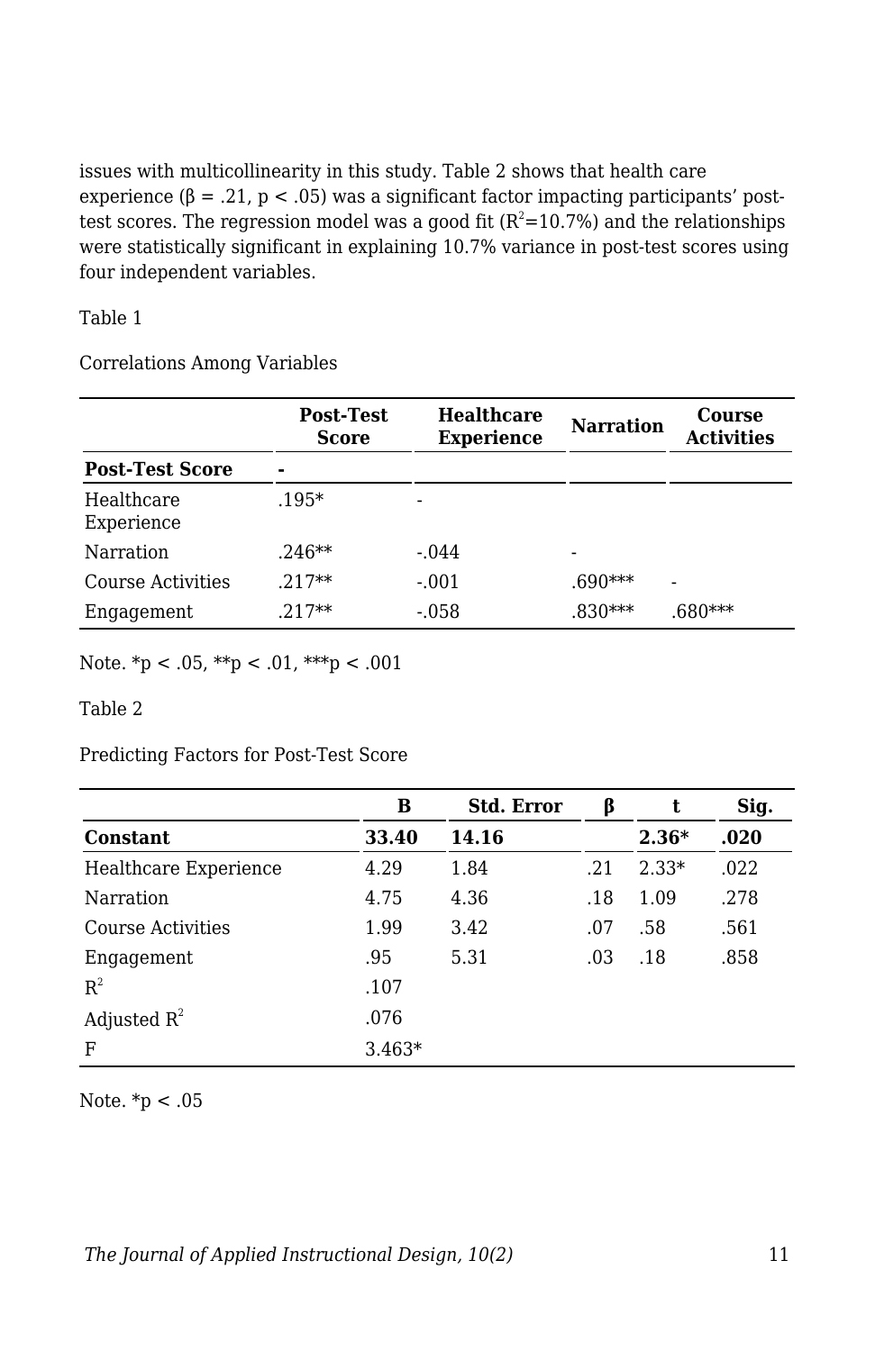issues with multicollinearity in this study. Table 2 shows that health care experience ($\beta = .21$, $p < .05$) was a significant factor impacting participants' post-test scores. The regression model was a good fit ($R^2$=10.7%) and the relationships were statistically significant in explaining 10.7% variance in post-test scores using four independent variables.

Table 1

Correlations Among Variables

| | **Post-Test Score** | **Healthcare Experience** | **Narration** | **Course Activities** |
|---|---|---|---|---|
| **Post-Test Score** | **-** | | | |
| Healthcare Experience | .195* | - | | |
| Narration | .246** | -.044 | - | |
| Course Activities | .217** | -.001 | .690*** | - |
| Engagement | .217** | -.058 | .830*** | .680*** |

Note. *p < .05, **p < .01, ***p < .001

Table 2

Predicting Factors for Post-Test Score

| | **B** | **Std. Error** | **β** | **t** | **Sig.** |
|---|---|---|---|---|---|
| **Constant** | **33.40** | **14.16** | | **2.36*** | **.020** |
| Healthcare Experience | 4.29 | 1.84 | .21 | 2.33* | .022 |
| Narration | 4.75 | 4.36 | .18 | 1.09 | .278 |
| Course Activities | 1.99 | 3.42 | .07 | .58 | .561 |
| Engagement | .95 | 5.31 | .03 | .18 | .858 |
| $R^2$ | .107 | | | | |
| Adjusted $R^2$ | .076 | | | | |
| F | 3.463* | | | | |

Note. *p < .05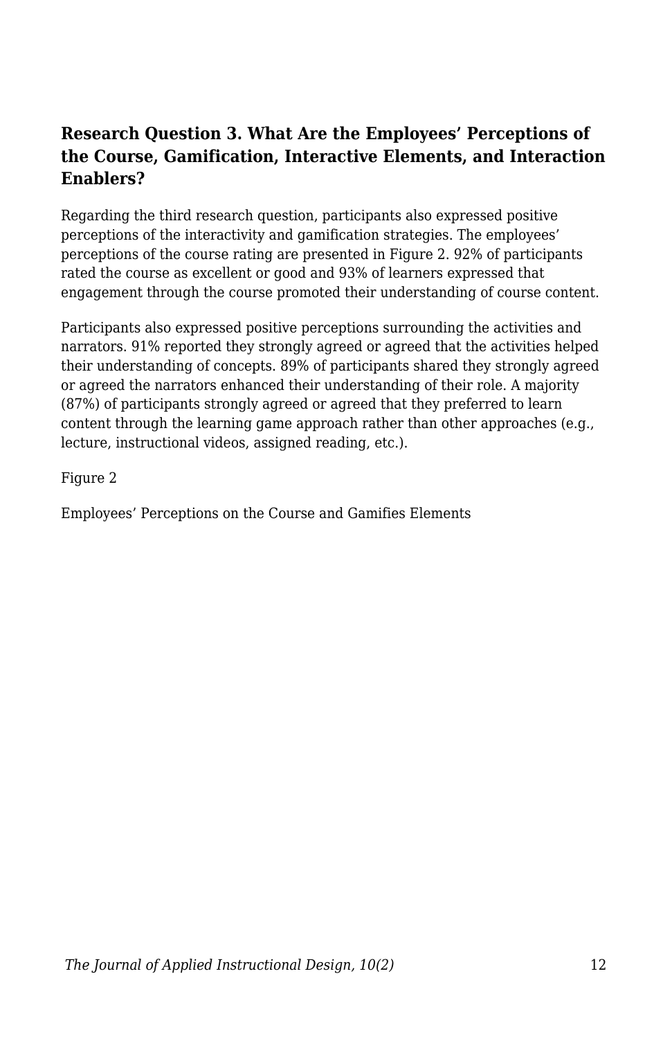### Research Question 3. What Are the Employees’ Perceptions of the Course, Gamification, Interactive Elements, and Interaction Enablers?

Regarding the third research question, participants also expressed positive perceptions of the interactivity and gamification strategies. The employees’ perceptions of the course rating are presented in Figure 2. 92% of participants rated the course as excellent or good and 93% of learners expressed that engagement through the course promoted their understanding of course content.

Participants also expressed positive perceptions surrounding the activities and narrators. 91% reported they strongly agreed or agreed that the activities helped their understanding of concepts. 89% of participants shared they strongly agreed or agreed the narrators enhanced their understanding of their role. A majority (87%) of participants strongly agreed or agreed that they preferred to learn content through the learning game approach rather than other approaches (e.g., lecture, instructional videos, assigned reading, etc.).

Figure 2

Employees’ Perceptions on the Course and Gamifies Elements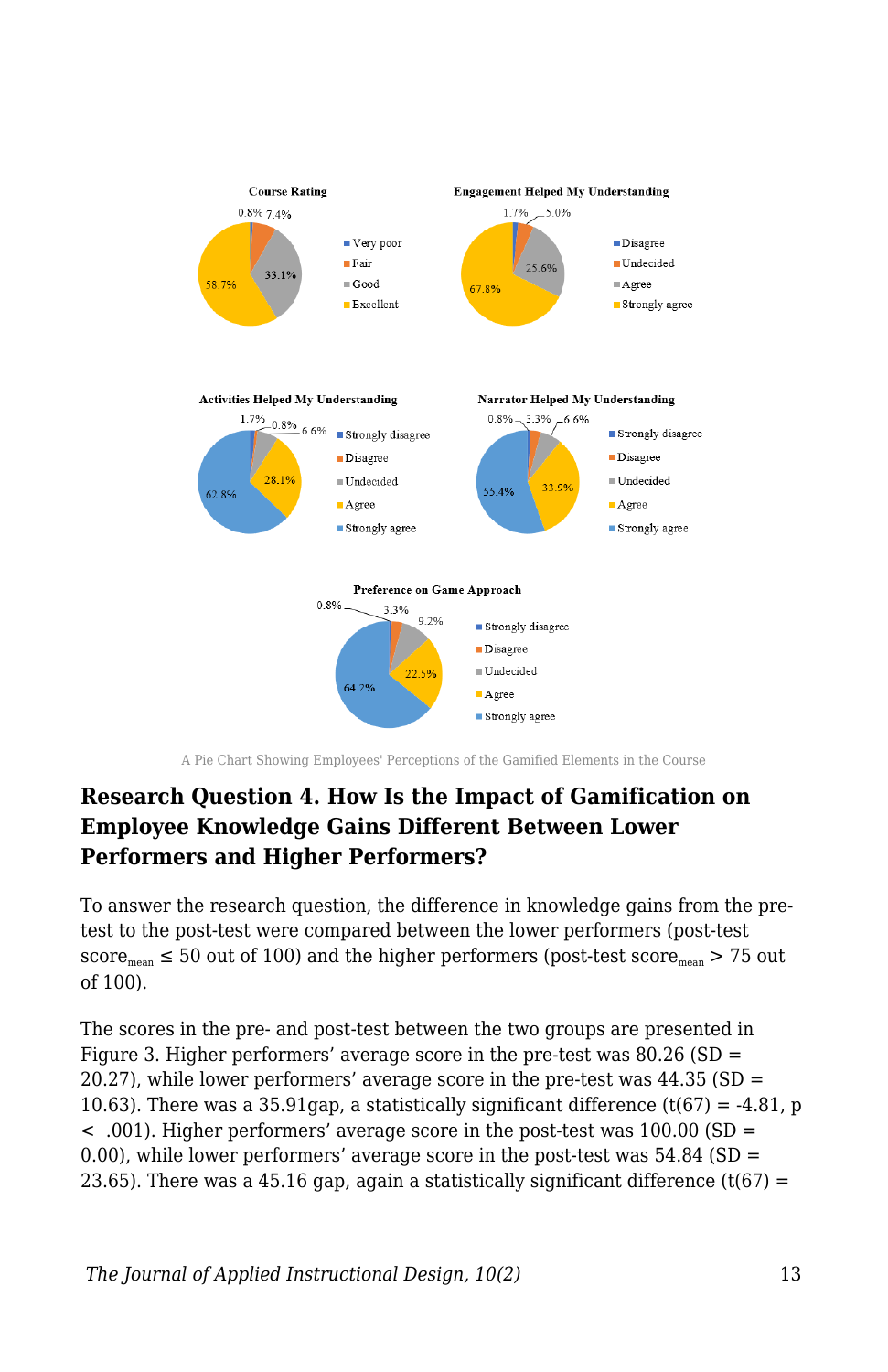A Pie Chart Showing Employees' Perceptions of the Gamified Elements in the Course

## Research Question 4. How Is the Impact of Gamification on Employee Knowledge Gains Different Between Lower Performers and Higher Performers?

To answer the research question, the difference in knowledge gains from the pre-test to the post-test were compared between the lower performers (post-test $score_{mean} \leq 50$ out of 100) and the higher performers (post-test $score_{mean} > 75$ out of 100).

The scores in the pre- and post-test between the two groups are presented in Figure 3. Higher performers' average score in the pre-test was 80.26 ($SD$ = 20.27), while lower performers' average score in the pre-test was 44.35 ($SD$ = 10.63). There was a 35.91gap, a statistically significant difference ($t(67) = -4.81$, $p < .001$). Higher performers' average score in the post-test was 100.00 ($SD$ = 0.00), while lower performers' average score in the post-test was 54.84 ($SD$ = 23.65). There was a 45.16 gap, again a statistically significant difference ($t(67)$ =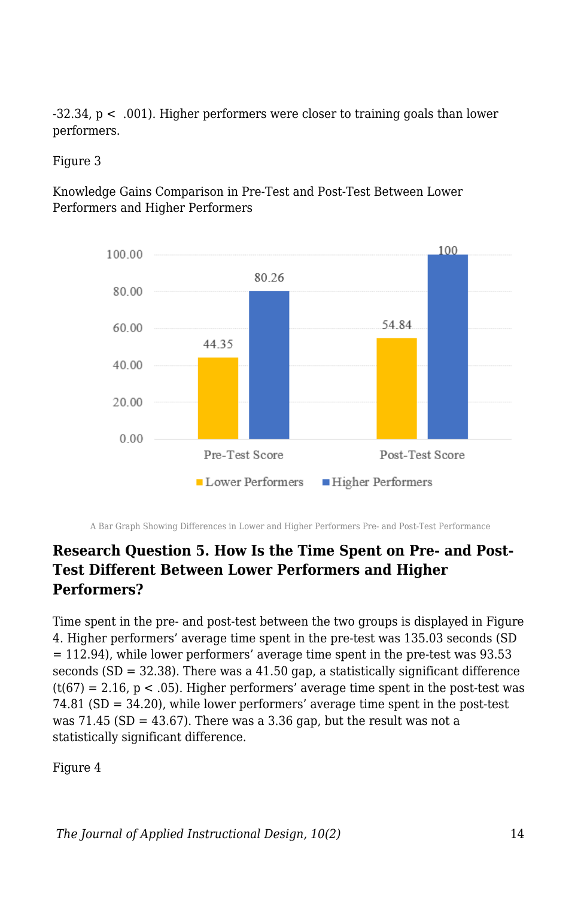-32.34, $p < .001$). Higher performers were closer to training goals than lower performers.

Figure 3

Knowledge Gains Comparison in Pre-Test and Post-Test Between Lower Performers and Higher Performers

A Bar Graph Showing Differences in Lower and Higher Performers Pre- and Post-Test Performance

### Research Question 5. How Is the Time Spent on Pre- and Post-Test Different Between Lower Performers and Higher Performers?

Time spent in the pre- and post-test between the two groups is displayed in Figure 4. Higher performers' average time spent in the pre-test was 135.03 seconds (SD = 112.94), while lower performers' average time spent in the pre-test was 93.53 seconds (SD = 32.38). There was a 41.50 gap, a statistically significant difference ($t(67) = 2.16$, $p < .05$). Higher performers' average time spent in the post-test was 74.81 (SD = 34.20), while lower performers' average time spent in the post-test was 71.45 (SD = 43.67). There was a 3.36 gap, but the result was not a statistically significant difference.

Figure 4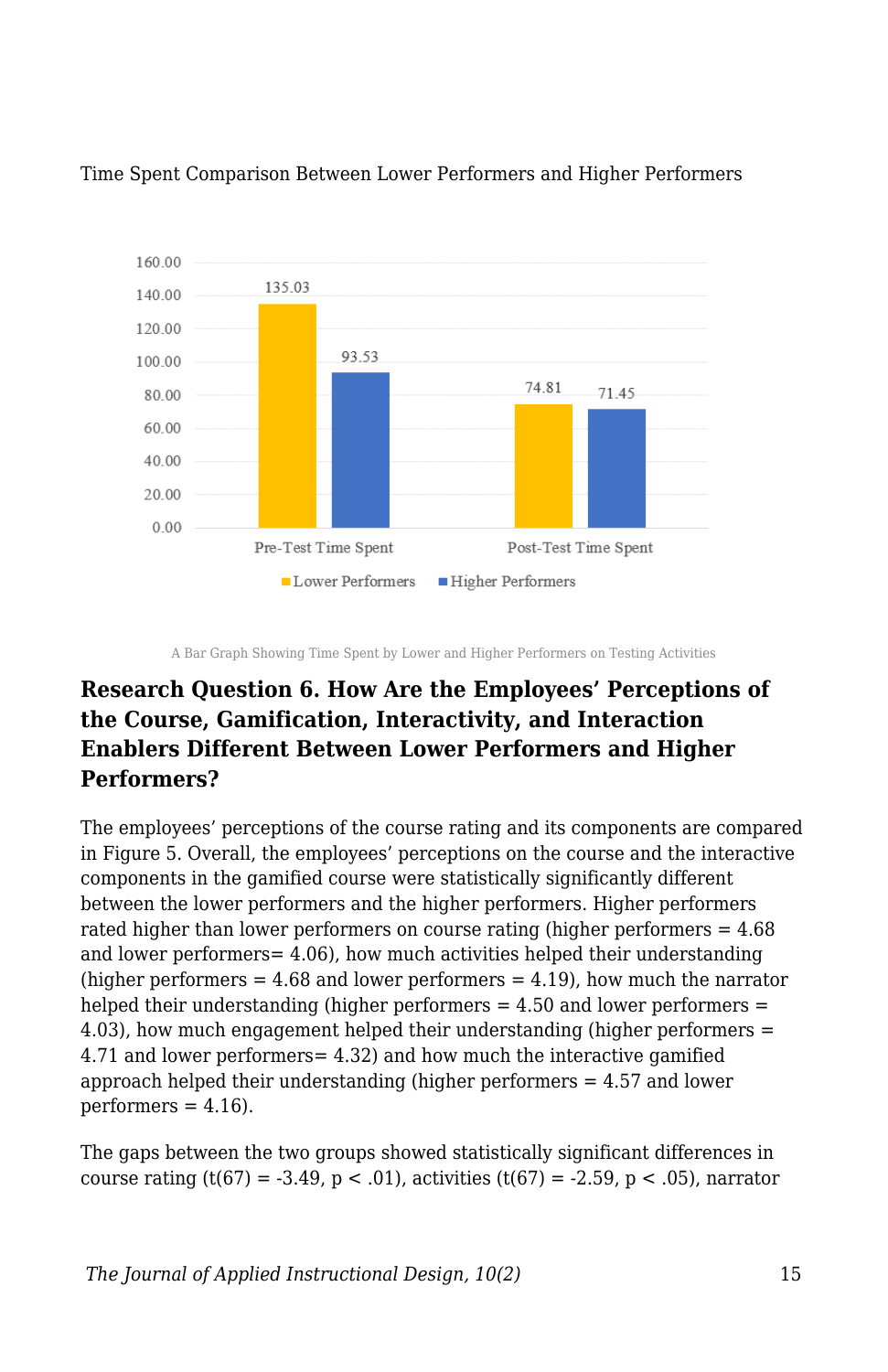Time Spent Comparison Between Lower Performers and Higher Performers

A Bar Graph Showing Time Spent by Lower and Higher Performers on Testing Activities

### Research Question 6. How Are the Employees' Perceptions of the Course, Gamification, Interactivity, and Interaction Enablers Different Between Lower Performers and Higher Performers?

The employees' perceptions of the course rating and its components are compared in Figure 5. Overall, the employees' perceptions on the course and the interactive components in the gamified course were statistically significantly different between the lower performers and the higher performers. Higher performers rated higher than lower performers on course rating (higher performers = 4.68 and lower performers= 4.06), how much activities helped their understanding (higher performers = 4.68 and lower performers = 4.19), how much the narrator helped their understanding (higher performers = 4.50 and lower performers = 4.03), how much engagement helped their understanding (higher performers = 4.71 and lower performers= 4.32) and how much the interactive gamified approach helped their understanding (higher performers = 4.57 and lower performers = 4.16).

The gaps between the two groups showed statistically significant differences in course rating ($t(67) = -3.49$, $p < .01$), activities ($t(67) = -2.59$, $p < .05$), narrator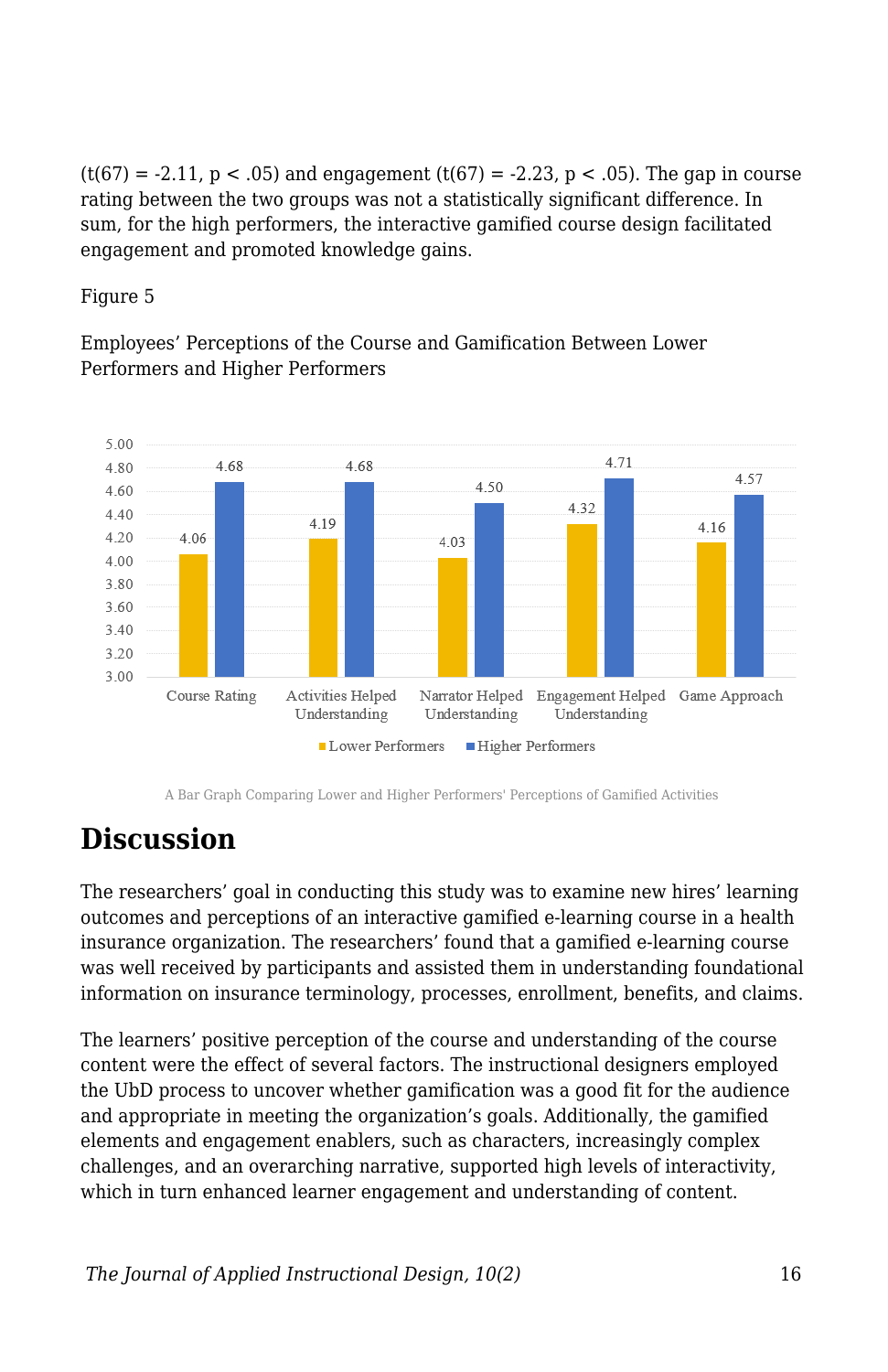($t(67) = -2.11$, $p < .05$) and engagement ($t(67) = -2.23$, $p < .05$). The gap in course rating between the two groups was not a statistically significant difference. In sum, for the high performers, the interactive gamified course design facilitated engagement and promoted knowledge gains.

Figure 5

Employees' Perceptions of the Course and Gamification Between Lower Performers and Higher Performers

A Bar Graph Comparing Lower and Higher Performers' Perceptions of Gamified Activities

# Discussion

The researchers' goal in conducting this study was to examine new hires' learning outcomes and perceptions of an interactive gamified e-learning course in a health insurance organization. The researchers' found that a gamified e-learning course was well received by participants and assisted them in understanding foundational information on insurance terminology, processes, enrollment, benefits, and claims.

The learners' positive perception of the course and understanding of the course content were the effect of several factors. The instructional designers employed the UbD process to uncover whether gamification was a good fit for the audience and appropriate in meeting the organization's goals. Additionally, the gamified elements and engagement enablers, such as characters, increasingly complex challenges, and an overarching narrative, supported high levels of interactivity, which in turn enhanced learner engagement and understanding of content.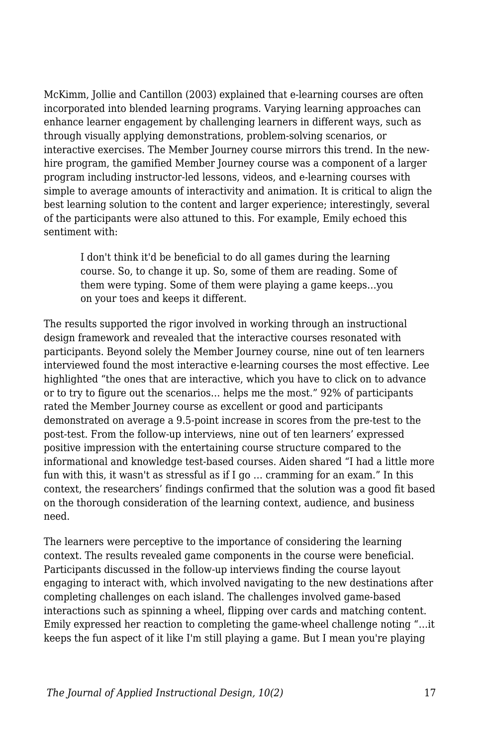McKimm, Jollie and Cantillon (2003) explained that e-learning courses are often incorporated into blended learning programs. Varying learning approaches can enhance learner engagement by challenging learners in different ways, such as through visually applying demonstrations, problem-solving scenarios, or interactive exercises. The Member Journey course mirrors this trend. In the new-hire program, the gamified Member Journey course was a component of a larger program including instructor-led lessons, videos, and e-learning courses with simple to average amounts of interactivity and animation. It is critical to align the best learning solution to the content and larger experience; interestingly, several of the participants were also attuned to this. For example, Emily echoed this sentiment with:

> I don't think it'd be beneficial to do all games during the learning course. So, to change it up. So, some of them are reading. Some of them were typing. Some of them were playing a game keeps…you on your toes and keeps it different.

The results supported the rigor involved in working through an instructional design framework and revealed that the interactive courses resonated with participants. Beyond solely the Member Journey course, nine out of ten learners interviewed found the most interactive e-learning courses the most effective. Lee highlighted "the ones that are interactive, which you have to click on to advance or to try to figure out the scenarios… helps me the most." 92% of participants rated the Member Journey course as excellent or good and participants demonstrated on average a 9.5-point increase in scores from the pre-test to the post-test. From the follow-up interviews, nine out of ten learners' expressed positive impression with the entertaining course structure compared to the informational and knowledge test-based courses. Aiden shared "I had a little more fun with this, it wasn't as stressful as if I go … cramming for an exam." In this context, the researchers' findings confirmed that the solution was a good fit based on the thorough consideration of the learning context, audience, and business need.

The learners were perceptive to the importance of considering the learning context. The results revealed game components in the course were beneficial. Participants discussed in the follow-up interviews finding the course layout engaging to interact with, which involved navigating to the new destinations after completing challenges on each island. The challenges involved game-based interactions such as spinning a wheel, flipping over cards and matching content. Emily expressed her reaction to completing the game-wheel challenge noting "…it keeps the fun aspect of it like I'm still playing a game. But I mean you're playing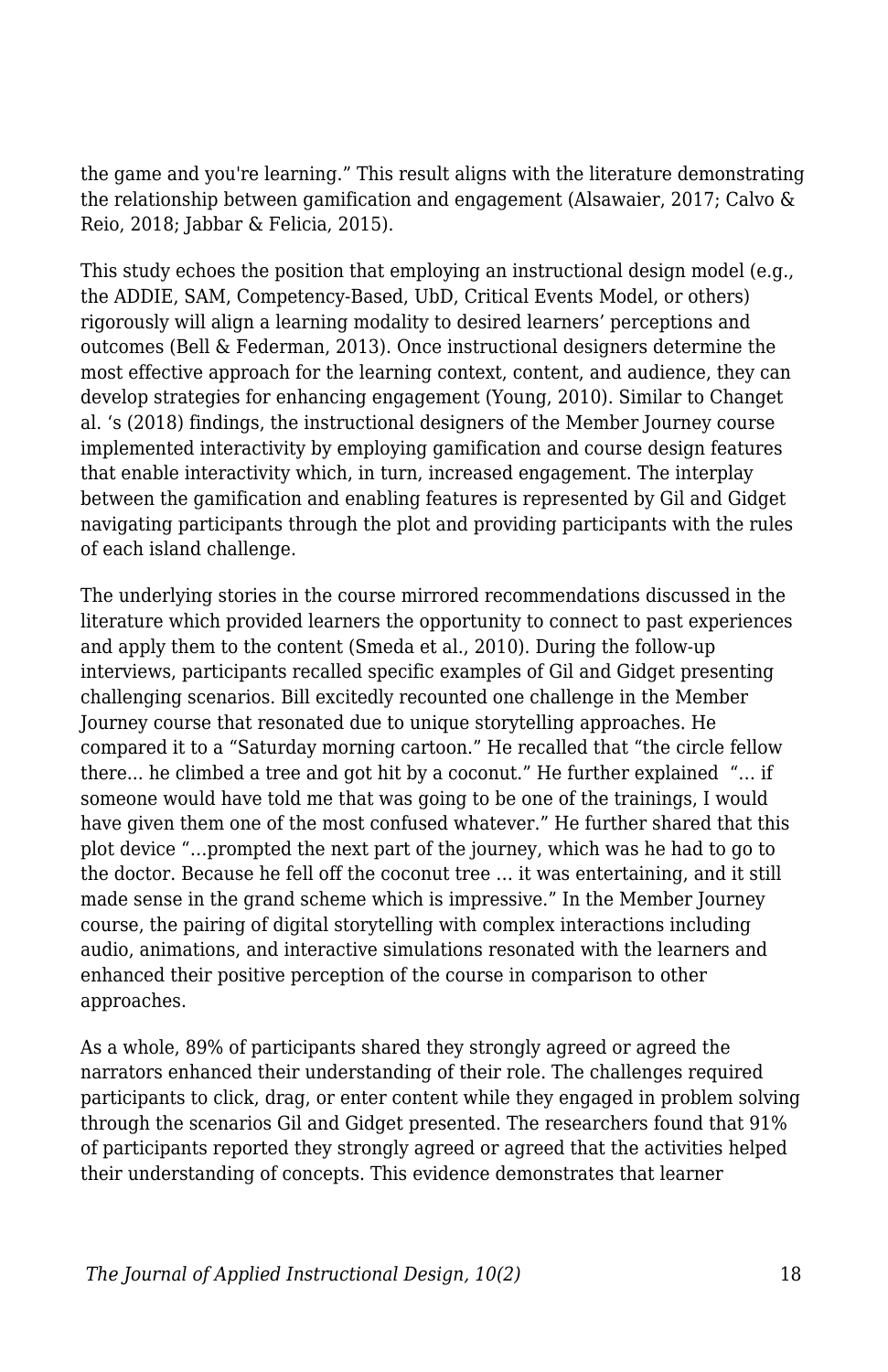the game and you're learning." This result aligns with the literature demonstrating the relationship between gamification and engagement (Alsawaier, 2017; Calvo & Reio, 2018; Jabbar & Felicia, 2015).

This study echoes the position that employing an instructional design model (e.g., the ADDIE, SAM, Competency-Based, UbD, Critical Events Model, or others) rigorously will align a learning modality to desired learners' perceptions and outcomes (Bell & Federman, 2013). Once instructional designers determine the most effective approach for the learning context, content, and audience, they can develop strategies for enhancing engagement (Young, 2010). Similar to Changet al. 's (2018) findings, the instructional designers of the Member Journey course implemented interactivity by employing gamification and course design features that enable interactivity which, in turn, increased engagement. The interplay between the gamification and enabling features is represented by Gil and Gidget navigating participants through the plot and providing participants with the rules of each island challenge.

The underlying stories in the course mirrored recommendations discussed in the literature which provided learners the opportunity to connect to past experiences and apply them to the content (Smeda et al., 2010). During the follow-up interviews, participants recalled specific examples of Gil and Gidget presenting challenging scenarios. Bill excitedly recounted one challenge in the Member Journey course that resonated due to unique storytelling approaches. He compared it to a "Saturday morning cartoon." He recalled that "the circle fellow there... he climbed a tree and got hit by a coconut." He further explained "… if someone would have told me that was going to be one of the trainings, I would have given them one of the most confused whatever." He further shared that this plot device "…prompted the next part of the journey, which was he had to go to the doctor. Because he fell off the coconut tree … it was entertaining, and it still made sense in the grand scheme which is impressive." In the Member Journey course, the pairing of digital storytelling with complex interactions including audio, animations, and interactive simulations resonated with the learners and enhanced their positive perception of the course in comparison to other approaches.

As a whole, 89% of participants shared they strongly agreed or agreed the narrators enhanced their understanding of their role. The challenges required participants to click, drag, or enter content while they engaged in problem solving through the scenarios Gil and Gidget presented. The researchers found that 91% of participants reported they strongly agreed or agreed that the activities helped their understanding of concepts. This evidence demonstrates that learner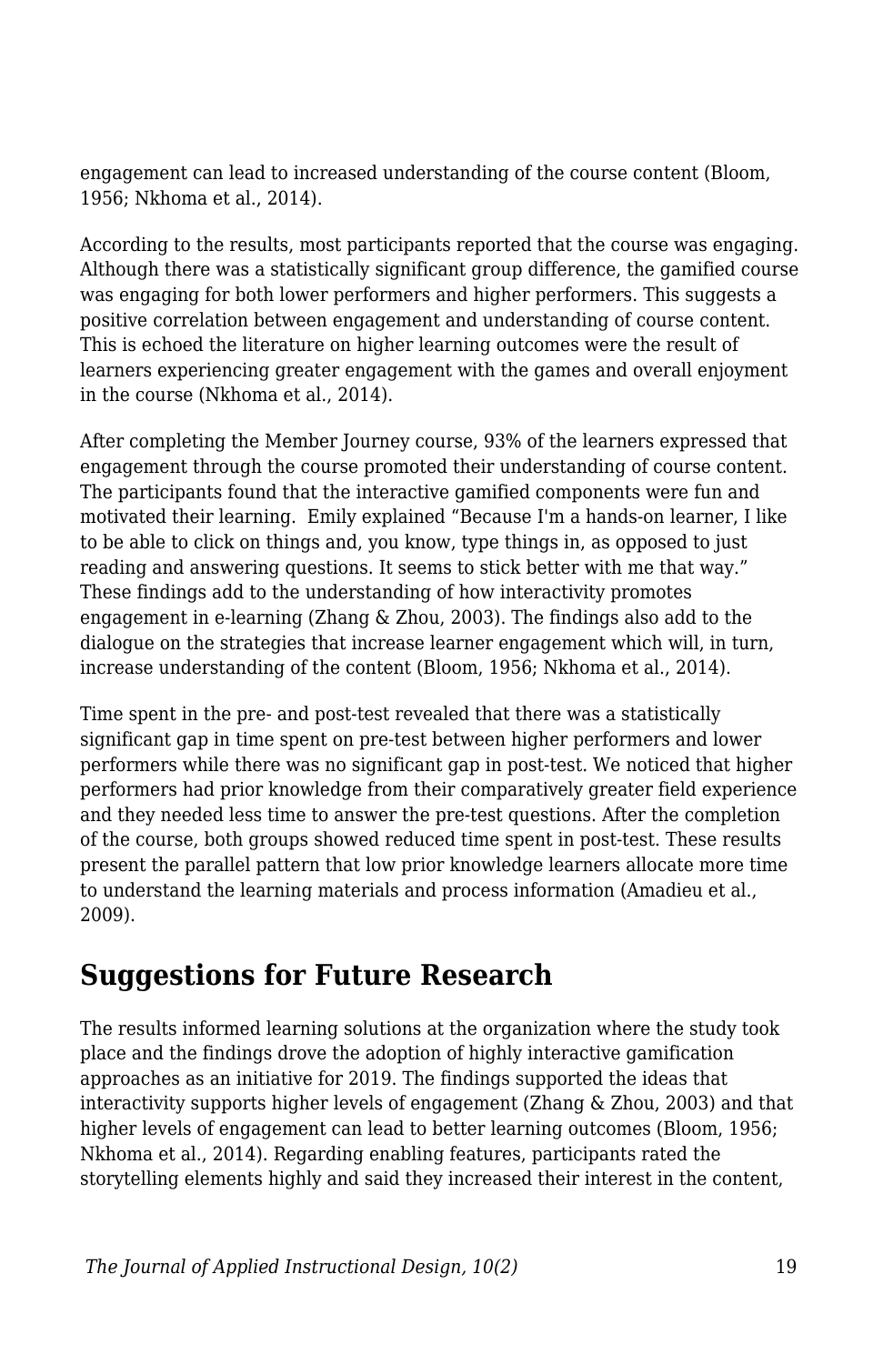engagement can lead to increased understanding of the course content (Bloom, 1956; Nkhoma et al., 2014).

According to the results, most participants reported that the course was engaging. Although there was a statistically significant group difference, the gamified course was engaging for both lower performers and higher performers. This suggests a positive correlation between engagement and understanding of course content. This is echoed the literature on higher learning outcomes were the result of learners experiencing greater engagement with the games and overall enjoyment in the course (Nkhoma et al., 2014).

After completing the Member Journey course, 93% of the learners expressed that engagement through the course promoted their understanding of course content. The participants found that the interactive gamified components were fun and motivated their learning. Emily explained "Because I'm a hands-on learner, I like to be able to click on things and, you know, type things in, as opposed to just reading and answering questions. It seems to stick better with me that way." These findings add to the understanding of how interactivity promotes engagement in e-learning (Zhang & Zhou, 2003). The findings also add to the dialogue on the strategies that increase learner engagement which will, in turn, increase understanding of the content (Bloom, 1956; Nkhoma et al., 2014).

Time spent in the pre- and post-test revealed that there was a statistically significant gap in time spent on pre-test between higher performers and lower performers while there was no significant gap in post-test. We noticed that higher performers had prior knowledge from their comparatively greater field experience and they needed less time to answer the pre-test questions. After the completion of the course, both groups showed reduced time spent in post-test. These results present the parallel pattern that low prior knowledge learners allocate more time to understand the learning materials and process information (Amadieu et al., 2009).

## Suggestions for Future Research

The results informed learning solutions at the organization where the study took place and the findings drove the adoption of highly interactive gamification approaches as an initiative for 2019. The findings supported the ideas that interactivity supports higher levels of engagement (Zhang & Zhou, 2003) and that higher levels of engagement can lead to better learning outcomes (Bloom, 1956; Nkhoma et al., 2014). Regarding enabling features, participants rated the storytelling elements highly and said they increased their interest in the content,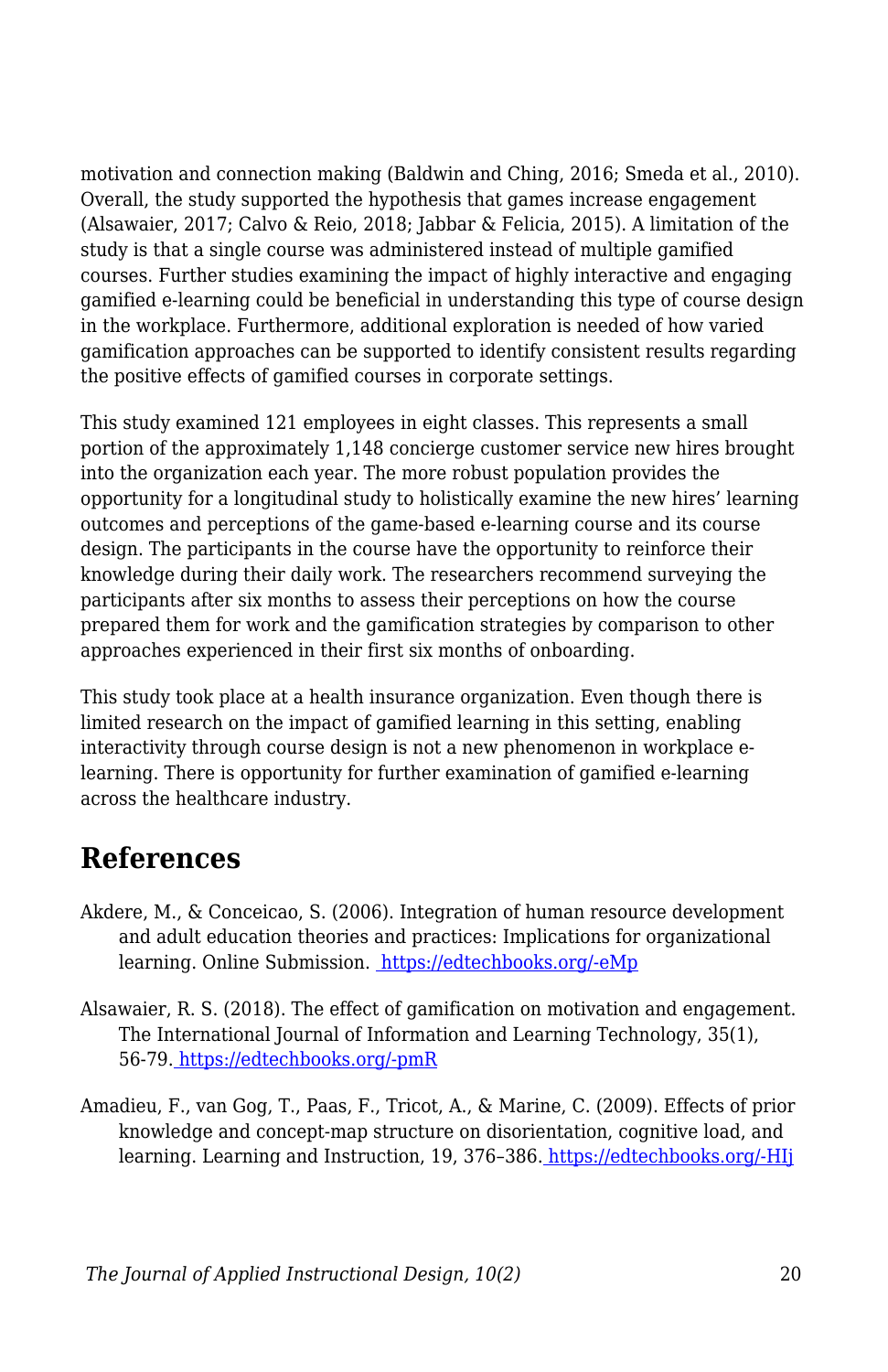motivation and connection making (Baldwin and Ching, 2016; Smeda et al., 2010). Overall, the study supported the hypothesis that games increase engagement (Alsawaier, 2017; Calvo & Reio, 2018; Jabbar & Felicia, 2015). A limitation of the study is that a single course was administered instead of multiple gamified courses. Further studies examining the impact of highly interactive and engaging gamified e-learning could be beneficial in understanding this type of course design in the workplace. Furthermore, additional exploration is needed of how varied gamification approaches can be supported to identify consistent results regarding the positive effects of gamified courses in corporate settings.

This study examined 121 employees in eight classes. This represents a small portion of the approximately 1,148 concierge customer service new hires brought into the organization each year. The more robust population provides the opportunity for a longitudinal study to holistically examine the new hires' learning outcomes and perceptions of the game-based e-learning course and its course design. The participants in the course have the opportunity to reinforce their knowledge during their daily work. The researchers recommend surveying the participants after six months to assess their perceptions on how the course prepared them for work and the gamification strategies by comparison to other approaches experienced in their first six months of onboarding.

This study took place at a health insurance organization. Even though there is limited research on the impact of gamified learning in this setting, enabling interactivity through course design is not a new phenomenon in workplace e-learning. There is opportunity for further examination of gamified e-learning across the healthcare industry.

## References

Akdere, M., & Conceicao, S. (2006). Integration of human resource development and adult education theories and practices: Implications for organizational learning. Online Submission. https://edtechbooks.org/-eMp

Alsawaier, R. S. (2018). The effect of gamification on motivation and engagement. The International Journal of Information and Learning Technology, 35(1), 56-79. https://edtechbooks.org/-pmR

Amadieu, F., van Gog, T., Paas, F., Tricot, A., & Marine, C. (2009). Effects of prior knowledge and concept-map structure on disorientation, cognitive load, and learning. Learning and Instruction, 19, 376–386. https://edtechbooks.org/-HIj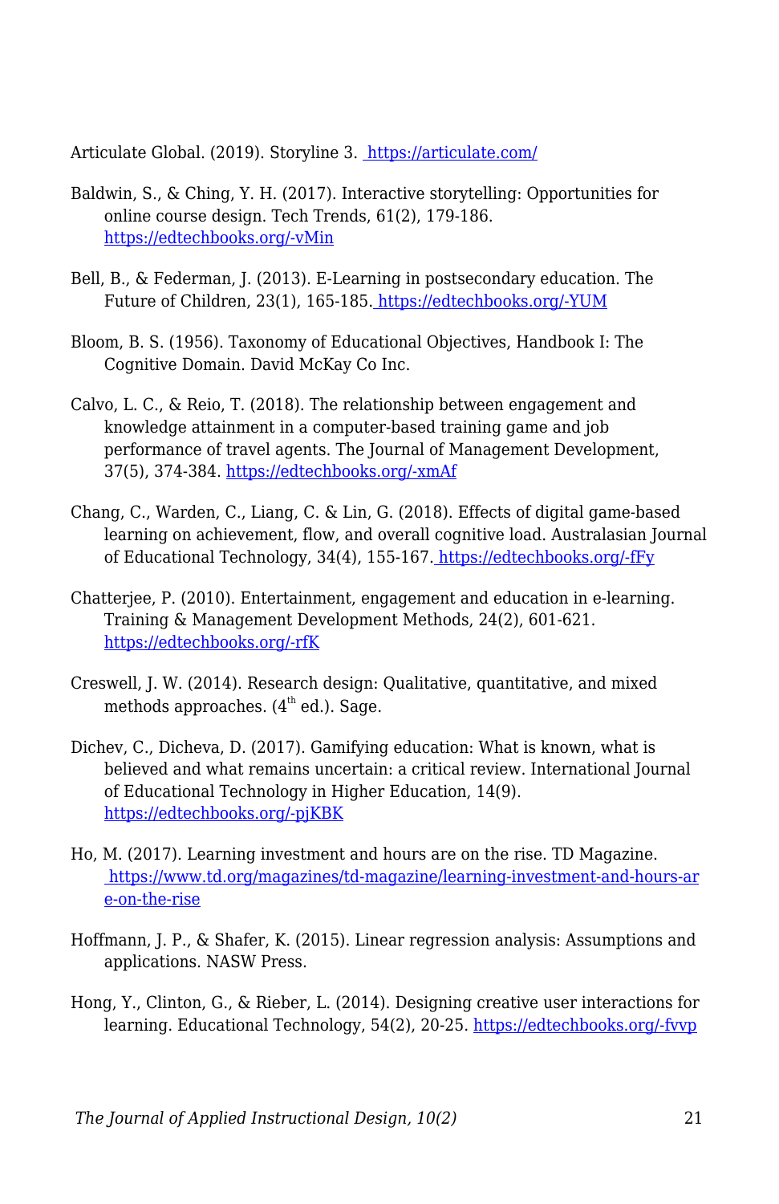Articulate Global. (2019). Storyline 3. https://articulate.com/

Baldwin, S., & Ching, Y. H. (2017). Interactive storytelling: Opportunities for online course design. Tech Trends, 61(2), 179-186. https://edtechbooks.org/-vMin

Bell, B., & Federman, J. (2013). E-Learning in postsecondary education. The Future of Children, 23(1), 165-185. https://edtechbooks.org/-YUM

Bloom, B. S. (1956). Taxonomy of Educational Objectives, Handbook I: The Cognitive Domain. David McKay Co Inc.

Calvo, L. C., & Reio, T. (2018). The relationship between engagement and knowledge attainment in a computer-based training game and job performance of travel agents. The Journal of Management Development, 37(5), 374-384. https://edtechbooks.org/-xmAf

Chang, C., Warden, C., Liang, C. & Lin, G. (2018). Effects of digital game-based learning on achievement, flow, and overall cognitive load. Australasian Journal of Educational Technology, 34(4), 155-167. https://edtechbooks.org/-fFy

Chatterjee, P. (2010). Entertainment, engagement and education in e-learning. Training & Management Development Methods, 24(2), 601-621. https://edtechbooks.org/-rfK

Creswell, J. W. (2014). Research design: Qualitative, quantitative, and mixed methods approaches. (4th ed.). Sage.

Dichev, C., Dicheva, D. (2017). Gamifying education: What is known, what is believed and what remains uncertain: a critical review. International Journal of Educational Technology in Higher Education, 14(9). https://edtechbooks.org/-pjKBK

Ho, M. (2017). Learning investment and hours are on the rise. TD Magazine. https://www.td.org/magazines/td-magazine/learning-investment-and-hours-are-on-the-rise

Hoffmann, J. P., & Shafer, K. (2015). Linear regression analysis: Assumptions and applications. NASW Press.

Hong, Y., Clinton, G., & Rieber, L. (2014). Designing creative user interactions for learning. Educational Technology, 54(2), 20-25. https://edtechbooks.org/-fvvp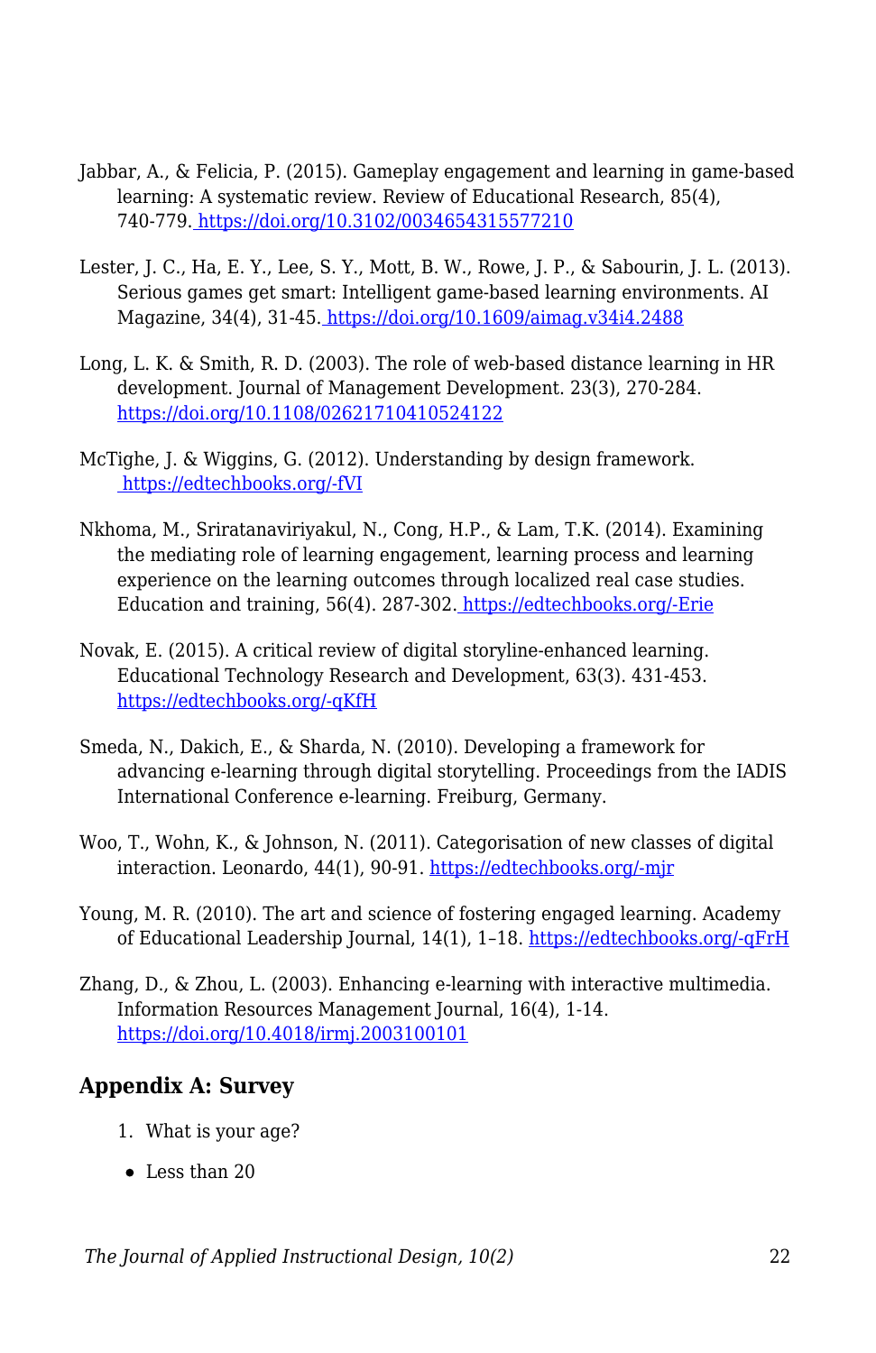Jabbar, A., & Felicia, P. (2015). Gameplay engagement and learning in game-based learning: A systematic review. Review of Educational Research, 85(4), 740-779. https://doi.org/10.3102/0034654315577210

Lester, J. C., Ha, E. Y., Lee, S. Y., Mott, B. W., Rowe, J. P., & Sabourin, J. L. (2013). Serious games get smart: Intelligent game-based learning environments. AI Magazine, 34(4), 31-45. https://doi.org/10.1609/aimag.v34i4.2488

Long, L. K. & Smith, R. D. (2003). The role of web-based distance learning in HR development. Journal of Management Development. 23(3), 270-284. https://doi.org/10.1108/02621710410524122

McTighe, J. & Wiggins, G. (2012). Understanding by design framework. https://edtechbooks.org/-fVI

Nkhoma, M., Sriratanaviriyakul, N., Cong, H.P., & Lam, T.K. (2014). Examining the mediating role of learning engagement, learning process and learning experience on the learning outcomes through localized real case studies. Education and training, 56(4). 287-302. https://edtechbooks.org/-Erie

Novak, E. (2015). A critical review of digital storyline-enhanced learning. Educational Technology Research and Development, 63(3). 431-453. https://edtechbooks.org/-qKfH

Smeda, N., Dakich, E., & Sharda, N. (2010). Developing a framework for advancing e-learning through digital storytelling. Proceedings from the IADIS International Conference e-learning. Freiburg, Germany.

Woo, T., Wohn, K., & Johnson, N. (2011). Categorisation of new classes of digital interaction. Leonardo, 44(1), 90-91. https://edtechbooks.org/-mjr

Young, M. R. (2010). The art and science of fostering engaged learning. Academy of Educational Leadership Journal, 14(1), 1–18. https://edtechbooks.org/-qFrH

Zhang, D., & Zhou, L. (2003). Enhancing e-learning with interactive multimedia. Information Resources Management Journal, 16(4), 1-14. https://doi.org/10.4018/irmj.2003100101

## Appendix A: Survey

1. What is your age?

- Less than 20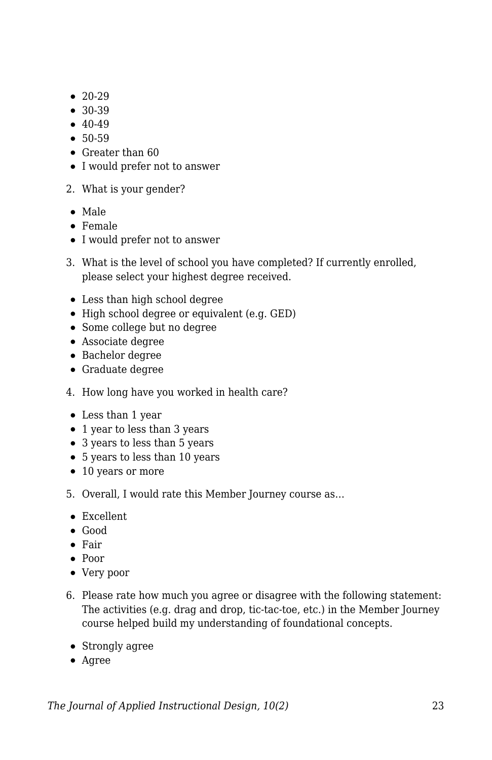- 20-29
- 30-39
- 40-49
- 50-59
- Greater than 60
- I would prefer not to answer

2. What is your gender?

- Male
- Female
- I would prefer not to answer

3. What is the level of school you have completed? If currently enrolled, please select your highest degree received.

- Less than high school degree
- High school degree or equivalent (e.g. GED)
- Some college but no degree
- Associate degree
- Bachelor degree
- Graduate degree

4. How long have you worked in health care?

- Less than 1 year
- 1 year to less than 3 years
- 3 years to less than 5 years
- 5 years to less than 10 years
- 10 years or more

5. Overall, I would rate this Member Journey course as…

- Excellent
- Good
- Fair
- Poor
- Very poor

6. Please rate how much you agree or disagree with the following statement: The activities (e.g. drag and drop, tic-tac-toe, etc.) in the Member Journey course helped build my understanding of foundational concepts.

- Strongly agree
- Agree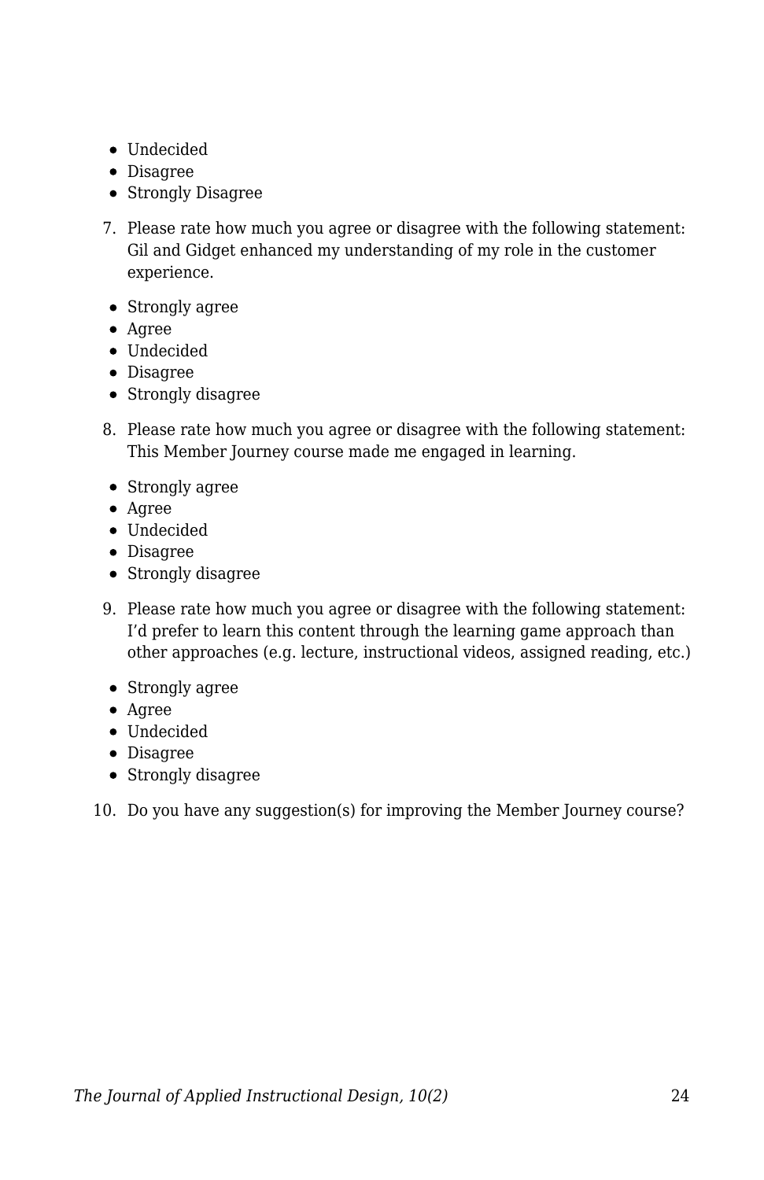- Undecided
- Disagree
- Strongly Disagree

7. Please rate how much you agree or disagree with the following statement: Gil and Gidget enhanced my understanding of my role in the customer experience.

- Strongly agree
- Agree
- Undecided
- Disagree
- Strongly disagree

8. Please rate how much you agree or disagree with the following statement: This Member Journey course made me engaged in learning.

- Strongly agree
- Agree
- Undecided
- Disagree
- Strongly disagree

9. Please rate how much you agree or disagree with the following statement: I'd prefer to learn this content through the learning game approach than other approaches (e.g. lecture, instructional videos, assigned reading, etc.)

- Strongly agree
- Agree
- Undecided
- Disagree
- Strongly disagree

10. Do you have any suggestion(s) for improving the Member Journey course?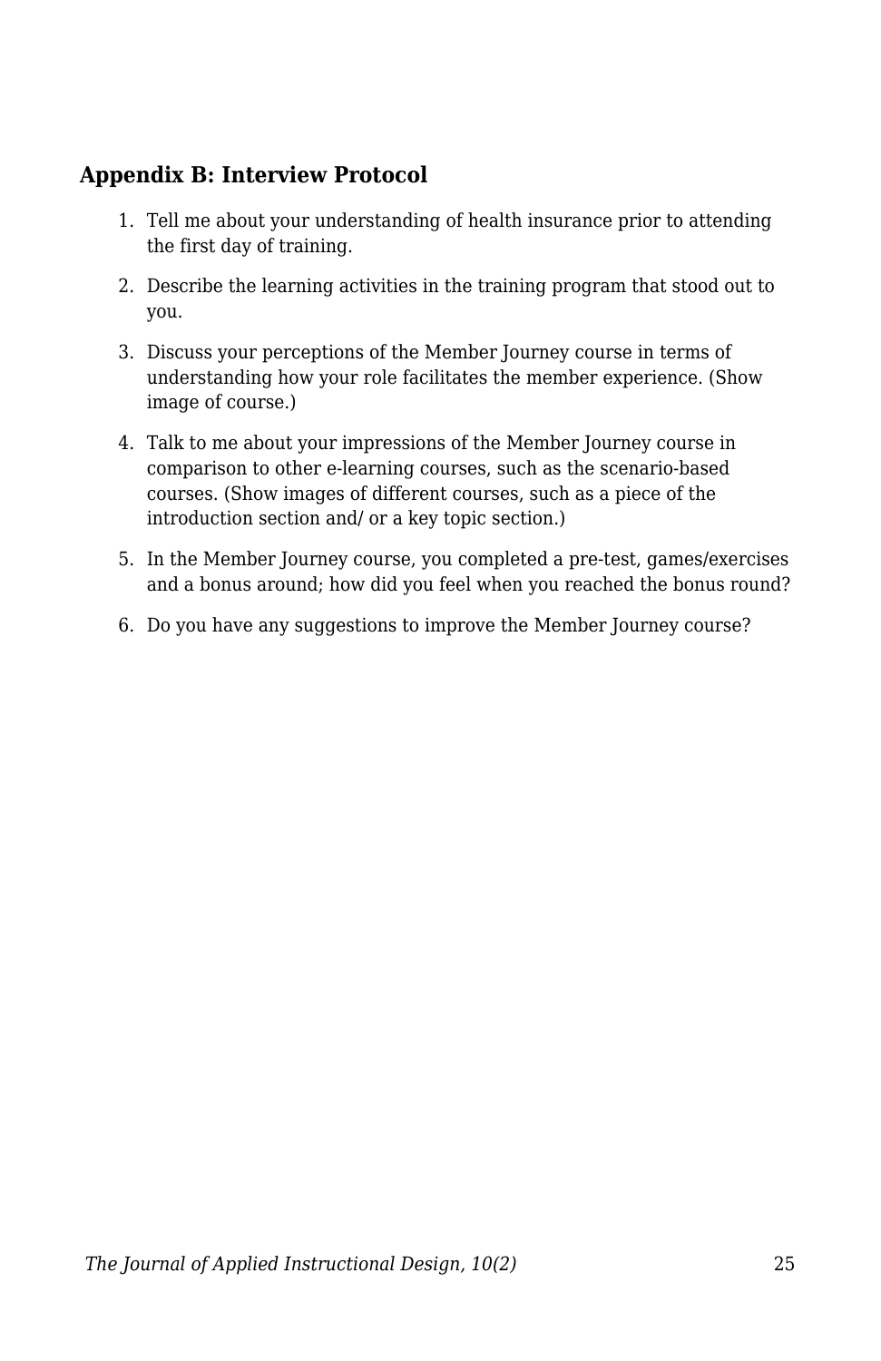## Appendix B: Interview Protocol

1. Tell me about your understanding of health insurance prior to attending the first day of training.
2. Describe the learning activities in the training program that stood out to you.
3. Discuss your perceptions of the Member Journey course in terms of understanding how your role facilitates the member experience. (Show image of course.)
4. Talk to me about your impressions of the Member Journey course in comparison to other e-learning courses, such as the scenario-based courses. (Show images of different courses, such as a piece of the introduction section and/ or a key topic section.)
5. In the Member Journey course, you completed a pre-test, games/exercises and a bonus around; how did you feel when you reached the bonus round?
6. Do you have any suggestions to improve the Member Journey course?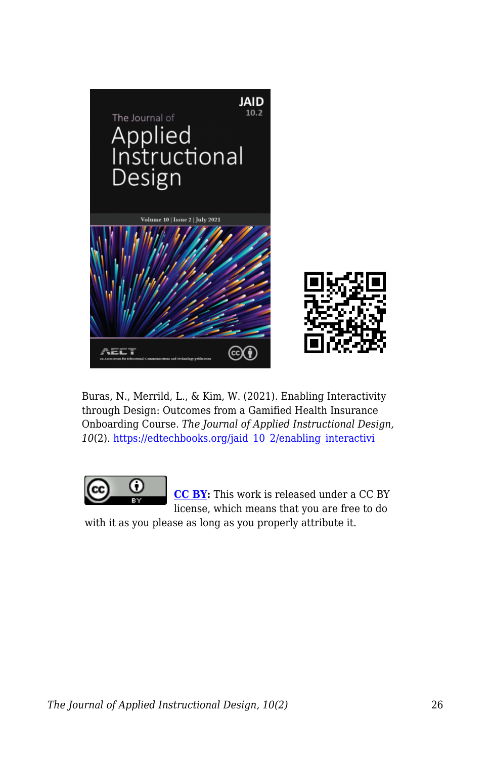Buras, N., Merrild, L., & Kim, W. (2021). Enabling Interactivity through Design: Outcomes from a Gamified Health Insurance Onboarding Course. *The Journal of Applied Instructional Design, 10*(2). https://edtechbooks.org/jaid_10_2/enabling_interactivi

**CC BY:** This work is released under a CC BY license, which means that you are free to do with it as you please as long as you properly attribute it.